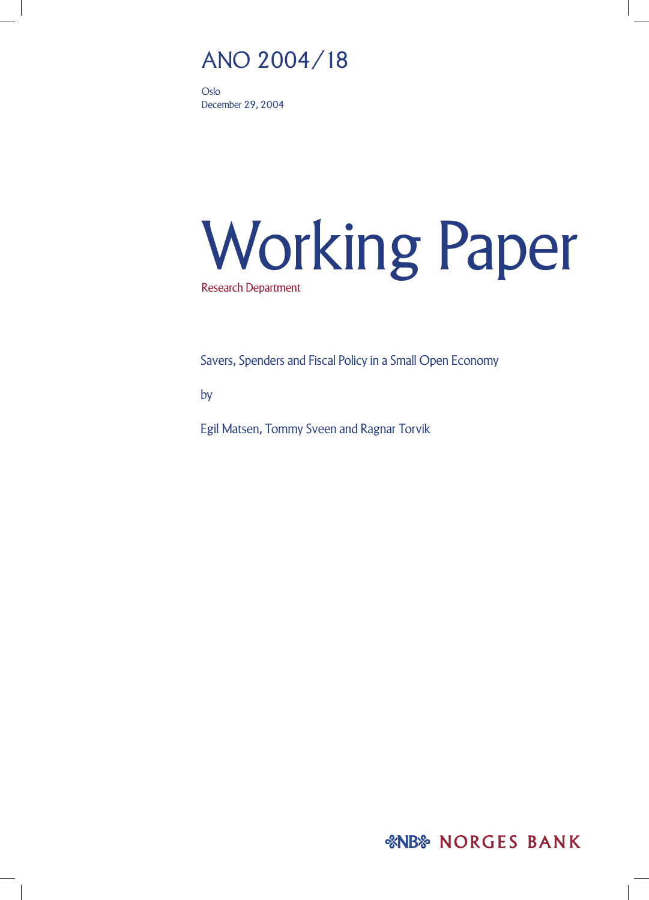ANO 2004/18

Oslo
December 29, 2004

# Working Paper

Research Department

Savers, Spenders and Fiscal Policy in a Small Open Economy

by

Egil Matsen, Tommy Sveen and Ragnar Torvik

NORGES BANK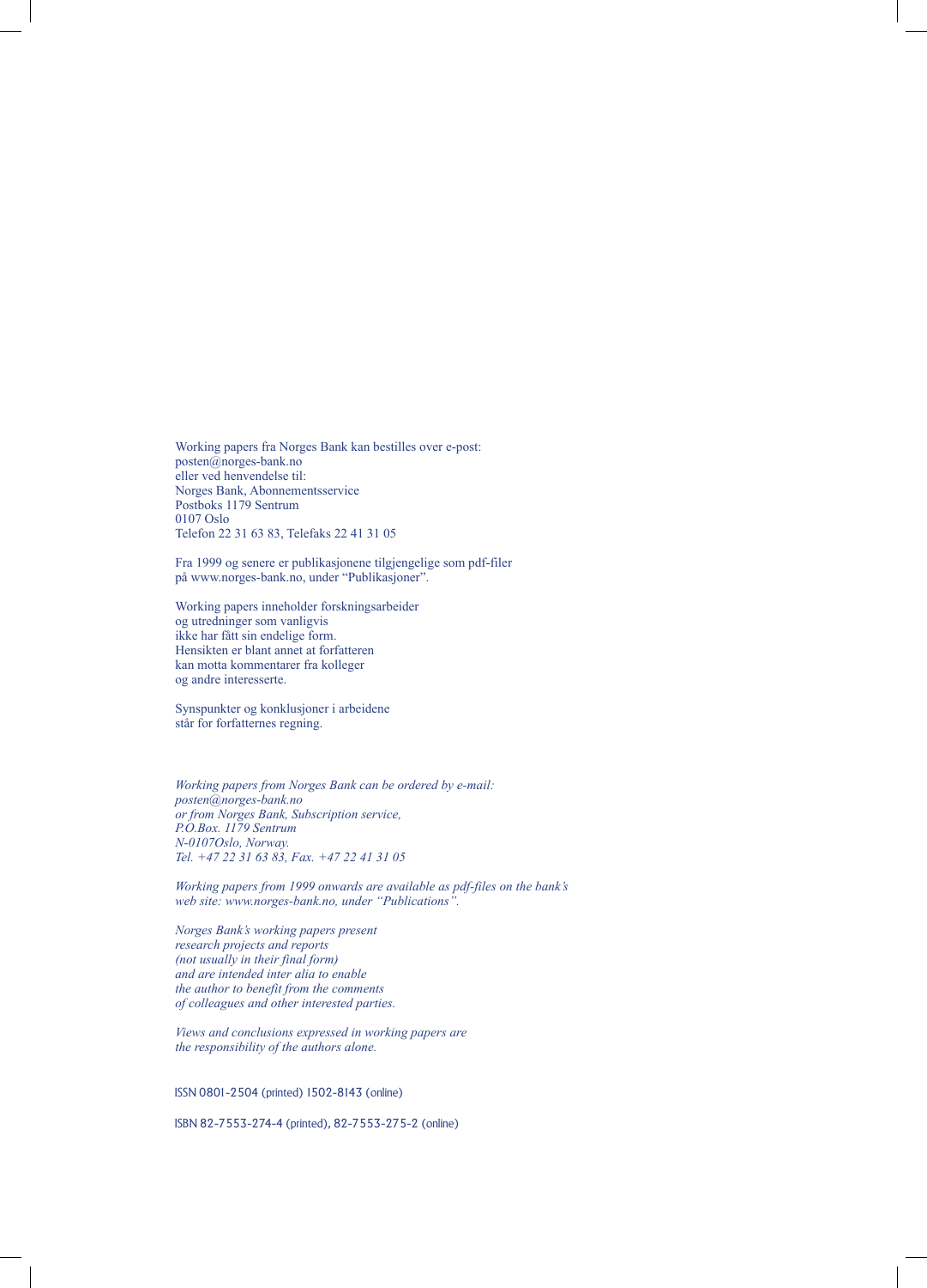Working papers fra Norges Bank kan bestilles over e-post:
posten@norges-bank.no
eller ved henvendelse til:
Norges Bank, Abonnementsservice
Postboks 1179 Sentrum
0107 Oslo
Telefon 22 31 63 83, Telefaks 22 41 31 05

Fra 1999 og senere er publikasjonene tilgjengelige som pdf-filer
på www.norges-bank.no, under "Publikasjoner".

Working papers inneholder forskningsarbeider
og utredninger som vanligvis
ikke har fått sin endelige form.
Hensikten er blant annet at forfatteren
kan motta kommentarer fra kolleger
og andre interesserte.

Synspunkter og konklusjoner i arbeidene
står for forfatternes regning.

*Working papers from Norges Bank can be ordered by e-mail:*
*posten@norges-bank.no*
*or from Norges Bank, Subscription service,*
*P.O.Box. 1179 Sentrum*
*N-0107Oslo, Norway.*
*Tel. +47 22 31 63 83, Fax. +47 22 41 31 05*

*Working papers from 1999 onwards are available as pdf-files on the bank's web site: www.norges-bank.no, under "Publications".*

*Norges Bank's working papers present*
*research projects and reports*
*(not usually in their final form)*
*and are intended inter alia to enable*
*the author to benefit from the comments*
*of colleagues and other interested parties.*

*Views and conclusions expressed in working papers are*
*the responsibility of the authors alone.*

ISSN 0801-2504 (printed) 1502-8143 (online)

ISBN 82-7553-274-4 (printed), 82-7553-275-2 (online)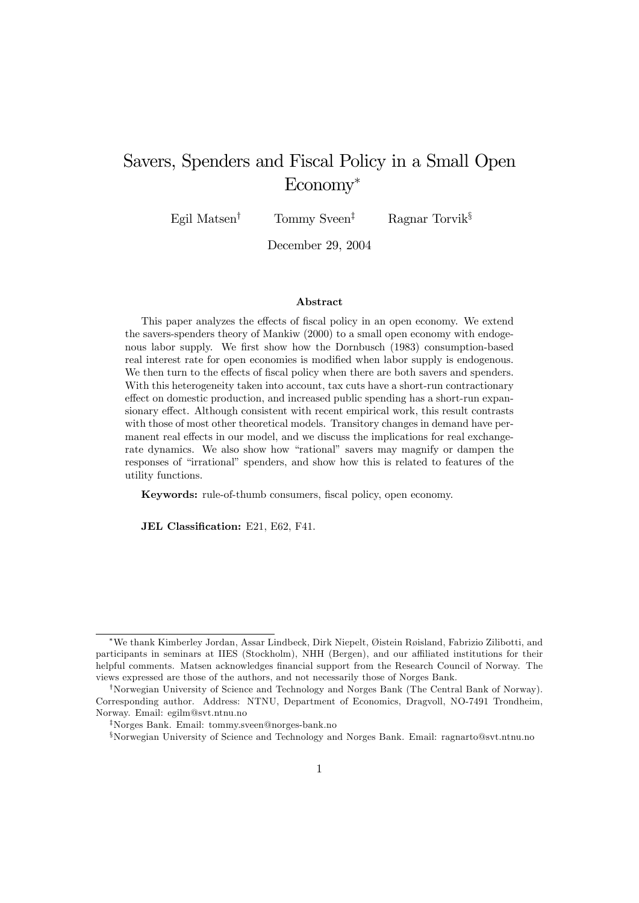# Savers, Spenders and Fiscal Policy in a Small Open Economy[*]

Egil Matsen[†] Tommy Sveen[‡] Ragnar Torvik[§]

December 29, 2004

### Abstract

This paper analyzes the effects of fiscal policy in an open economy. We extend the savers-spenders theory of Mankiw (2000) to a small open economy with endogenous labor supply. We first show how the Dornbusch (1983) consumption-based real interest rate for open economies is modified when labor supply is endogenous. We then turn to the effects of fiscal policy when there are both savers and spenders. With this heterogeneity taken into account, tax cuts have a short-run contractionary effect on domestic production, and increased public spending has a short-run expansionary effect. Although consistent with recent empirical work, this result contrasts with those of most other theoretical models. Transitory changes in demand have permanent real effects in our model, and we discuss the implications for real exchange-rate dynamics. We also show how "rational" savers may magnify or dampen the responses of "irrational" spenders, and show how this is related to features of the utility functions.

**Keywords:** rule-of-thumb consumers, fiscal policy, open economy.

**JEL Classification:** E21, E62, F41.

---

[*] We thank Kimberley Jordan, Assar Lindbeck, Dirk Niepelt, Øistein Røisland, Fabrizio Zilibotti, and participants in seminars at IIES (Stockholm), NHH (Bergen), and our affiliated institutions for their helpful comments. Matsen acknowledges financial support from the Research Council of Norway. The views expressed are those of the authors, and not necessarily those of Norges Bank.

[†] Norwegian University of Science and Technology and Norges Bank (The Central Bank of Norway). Corresponding author. Address: NTNU, Department of Economics, Dragvoll, NO-7491 Trondheim, Norway. Email: egilm@svt.ntnu.no

[‡] Norges Bank. Email: tommy.sveen@norges-bank.no

[§] Norwegian University of Science and Technology and Norges Bank. Email: ragnarto@svt.ntnu.no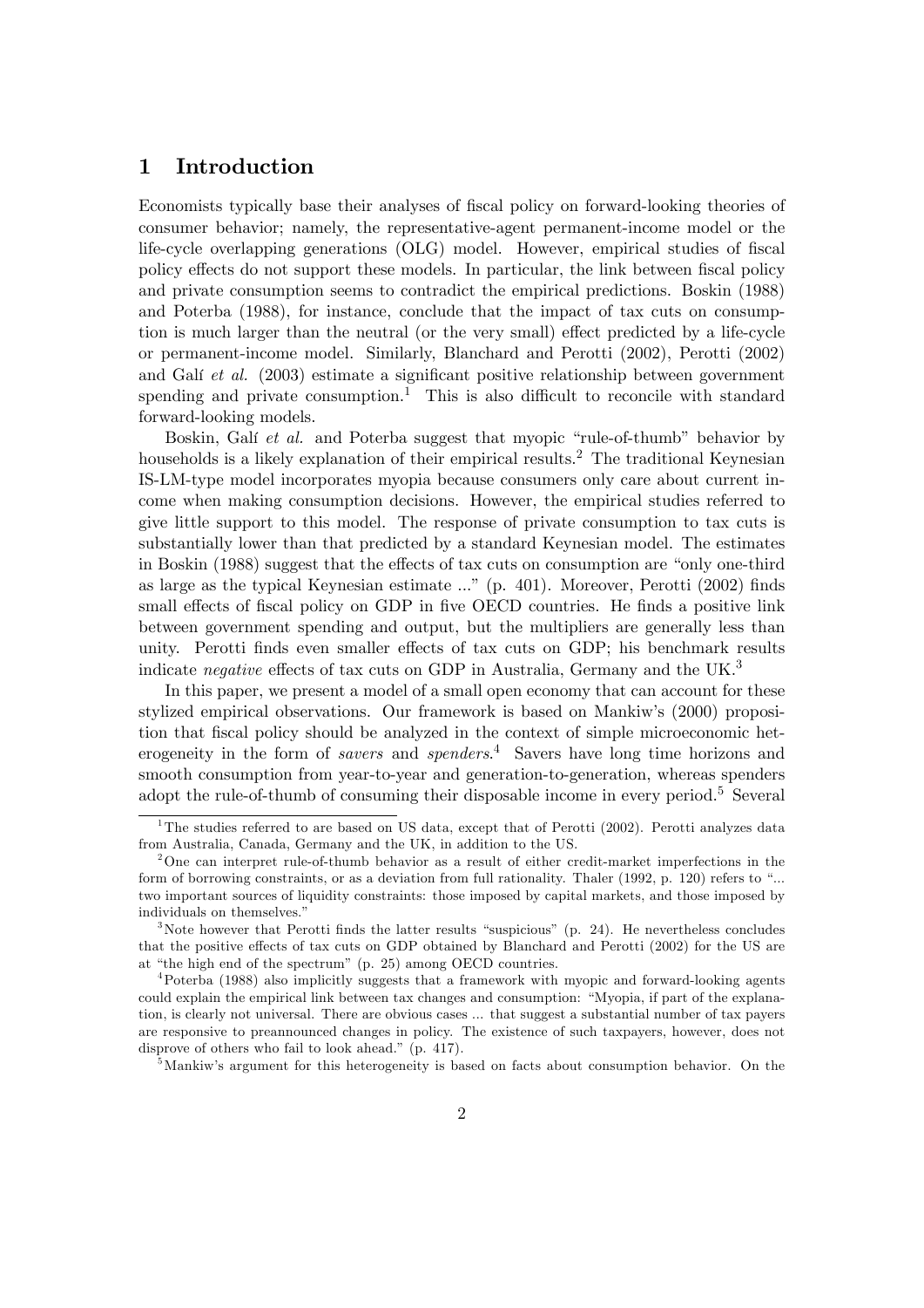# 1 Introduction

Economists typically base their analyses of fiscal policy on forward-looking theories of consumer behavior; namely, the representative-agent permanent-income model or the life-cycle overlapping generations (OLG) model. However, empirical studies of fiscal policy effects do not support these models. In particular, the link between fiscal policy and private consumption seems to contradict the empirical predictions. Boskin (1988) and Poterba (1988), for instance, conclude that the impact of tax cuts on consumption is much larger than the neutral (or the very small) effect predicted by a life-cycle or permanent-income model. Similarly, Blanchard and Perotti (2002), Perotti (2002) and Galí *et al.* (2003) estimate a significant positive relationship between government spending and private consumption.[1] This is also difficult to reconcile with standard forward-looking models.

Boskin, Galí *et al.* and Poterba suggest that myopic "rule-of-thumb" behavior by households is a likely explanation of their empirical results.[2] The traditional Keynesian IS-LM-type model incorporates myopia because consumers only care about current income when making consumption decisions. However, the empirical studies referred to give little support to this model. The response of private consumption to tax cuts is substantially lower than that predicted by a standard Keynesian model. The estimates in Boskin (1988) suggest that the effects of tax cuts on consumption are "only one-third as large as the typical Keynesian estimate ..." (p. 401). Moreover, Perotti (2002) finds small effects of fiscal policy on GDP in five OECD countries. He finds a positive link between government spending and output, but the multipliers are generally less than unity. Perotti finds even smaller effects of tax cuts on GDP; his benchmark results indicate *negative* effects of tax cuts on GDP in Australia, Germany and the UK.[3]

In this paper, we present a model of a small open economy that can account for these stylized empirical observations. Our framework is based on Mankiw's (2000) proposition that fiscal policy should be analyzed in the context of simple microeconomic heterogeneity in the form of *savers* and *spenders*.[4] Savers have long time horizons and smooth consumption from year-to-year and generation-to-generation, whereas spenders adopt the rule-of-thumb of consuming their disposable income in every period.[5] Several

[1] The studies referred to are based on US data, except that of Perotti (2002). Perotti analyzes data from Australia, Canada, Germany and the UK, in addition to the US.

[2] One can interpret rule-of-thumb behavior as a result of either credit-market imperfections in the form of borrowing constraints, or as a deviation from full rationality. Thaler (1992, p. 120) refers to "... two important sources of liquidity constraints: those imposed by capital markets, and those imposed by individuals on themselves."

[3] Note however that Perotti finds the latter results "suspicious" (p. 24). He nevertheless concludes that the positive effects of tax cuts on GDP obtained by Blanchard and Perotti (2002) for the US are at "the high end of the spectrum" (p. 25) among OECD countries.

[4] Poterba (1988) also implicitly suggests that a framework with myopic and forward-looking agents could explain the empirical link between tax changes and consumption: "Myopia, if part of the explanation, is clearly not universal. There are obvious cases ... that suggest a substantial number of tax payers are responsive to preannounced changes in policy. The existence of such taxpayers, however, does not disprove of others who fail to look ahead." (p. 417).

[5] Mankiw's argument for this heterogeneity is based on facts about consumption behavior. On the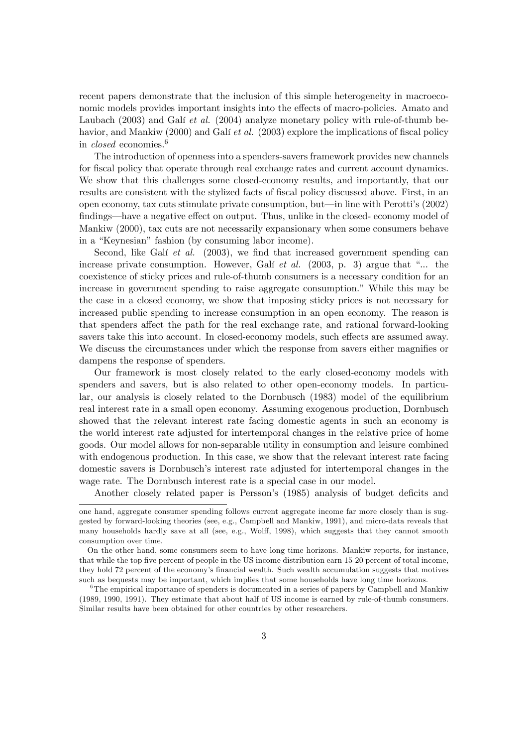recent papers demonstrate that the inclusion of this simple heterogeneity in macroeconomic models provides important insights into the effects of macro-policies. Amato and Laubach (2003) and Galí *et al.* (2004) analyze monetary policy with rule-of-thumb behavior, and Mankiw (2000) and Galí *et al.* (2003) explore the implications of fiscal policy in *closed* economies.[6]

The introduction of openness into a spenders-savers framework provides new channels for fiscal policy that operate through real exchange rates and current account dynamics. We show that this challenges some closed-economy results, and importantly, that our results are consistent with the stylized facts of fiscal policy discussed above. First, in an open economy, tax cuts stimulate private consumption, but—in line with Perotti's (2002) findings—have a negative effect on output. Thus, unlike in the closed- economy model of Mankiw (2000), tax cuts are not necessarily expansionary when some consumers behave in a "Keynesian" fashion (by consuming labor income).

Second, like Galí *et al.* (2003), we find that increased government spending can increase private consumption. However, Galí *et al.* (2003, p. 3) argue that "... the coexistence of sticky prices and rule-of-thumb consumers is a necessary condition for an increase in government spending to raise aggregate consumption." While this may be the case in a closed economy, we show that imposing sticky prices is not necessary for increased public spending to increase consumption in an open economy. The reason is that spenders affect the path for the real exchange rate, and rational forward-looking savers take this into account. In closed-economy models, such effects are assumed away. We discuss the circumstances under which the response from savers either magnifies or dampens the response of spenders.

Our framework is most closely related to the early closed-economy models with spenders and savers, but is also related to other open-economy models. In particular, our analysis is closely related to the Dornbusch (1983) model of the equilibrium real interest rate in a small open economy. Assuming exogenous production, Dornbusch showed that the relevant interest rate facing domestic agents in such an economy is the world interest rate adjusted for intertemporal changes in the relative price of home goods. Our model allows for non-separable utility in consumption and leisure combined with endogenous production. In this case, we show that the relevant interest rate facing domestic savers is Dornbusch's interest rate adjusted for intertemporal changes in the wage rate. The Dornbusch interest rate is a special case in our model.

Another closely related paper is Persson's (1985) analysis of budget deficits and

---

one hand, aggregate consumer spending follows current aggregate income far more closely than is suggested by forward-looking theories (see, e.g., Campbell and Mankiw, 1991), and micro-data reveals that many households hardly save at all (see, e.g., Wolff, 1998), which suggests that they cannot smooth consumption over time.

On the other hand, some consumers seem to have long time horizons. Mankiw reports, for instance, that while the top five percent of people in the US income distribution earn 15-20 percent of total income, they hold 72 percent of the economy's financial wealth. Such wealth accumulation suggests that motives such as bequests may be important, which implies that some households have long time horizons.

[6] The empirical importance of spenders is documented in a series of papers by Campbell and Mankiw (1989, 1990, 1991). They estimate that about half of US income is earned by rule-of-thumb consumers. Similar results have been obtained for other countries by other researchers.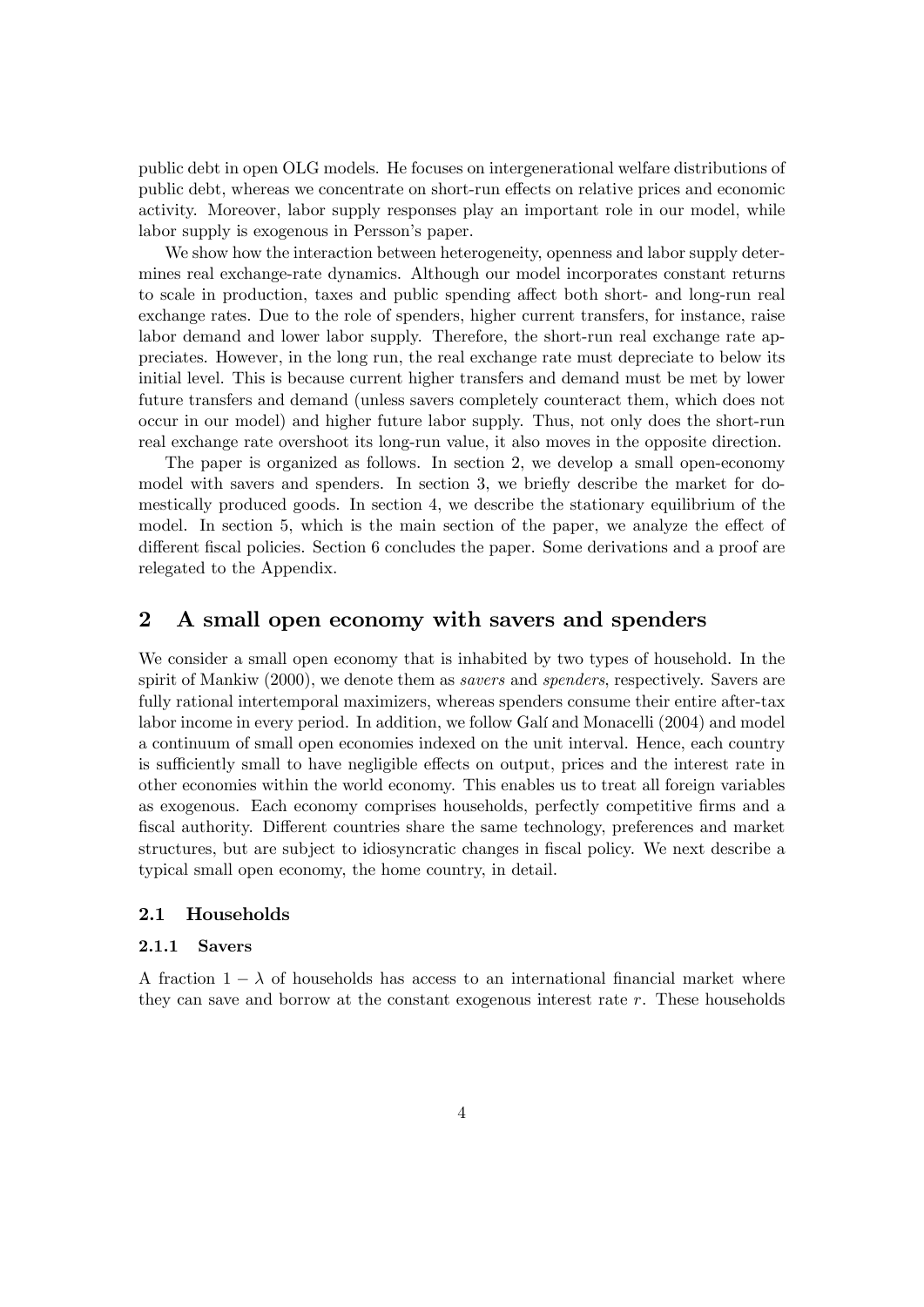public debt in open OLG models. He focuses on intergenerational welfare distributions of public debt, whereas we concentrate on short-run effects on relative prices and economic activity. Moreover, labor supply responses play an important role in our model, while labor supply is exogenous in Persson's paper.

We show how the interaction between heterogeneity, openness and labor supply determines real exchange-rate dynamics. Although our model incorporates constant returns to scale in production, taxes and public spending affect both short- and long-run real exchange rates. Due to the role of spenders, higher current transfers, for instance, raise labor demand and lower labor supply. Therefore, the short-run real exchange rate appreciates. However, in the long run, the real exchange rate must depreciate to below its initial level. This is because current higher transfers and demand must be met by lower future transfers and demand (unless savers completely counteract them, which does not occur in our model) and higher future labor supply. Thus, not only does the short-run real exchange rate overshoot its long-run value, it also moves in the opposite direction.

The paper is organized as follows. In section 2, we develop a small open-economy model with savers and spenders. In section 3, we briefly describe the market for domestically produced goods. In section 4, we describe the stationary equilibrium of the model. In section 5, which is the main section of the paper, we analyze the effect of different fiscal policies. Section 6 concludes the paper. Some derivations and a proof are relegated to the Appendix.

## 2 A small open economy with savers and spenders

We consider a small open economy that is inhabited by two types of household. In the spirit of Mankiw (2000), we denote them as *savers* and *spenders*, respectively. Savers are fully rational intertemporal maximizers, whereas spenders consume their entire after-tax labor income in every period. In addition, we follow Galí and Monacelli (2004) and model a continuum of small open economies indexed on the unit interval. Hence, each country is sufficiently small to have negligible effects on output, prices and the interest rate in other economies within the world economy. This enables us to treat all foreign variables as exogenous. Each economy comprises households, perfectly competitive firms and a fiscal authority. Different countries share the same technology, preferences and market structures, but are subject to idiosyncratic changes in fiscal policy. We next describe a typical small open economy, the home country, in detail.

### 2.1 Households

#### 2.1.1 Savers

A fraction $1 - \lambda$ of households has access to an international financial market where they can save and borrow at the constant exogenous interest rate $r$. These households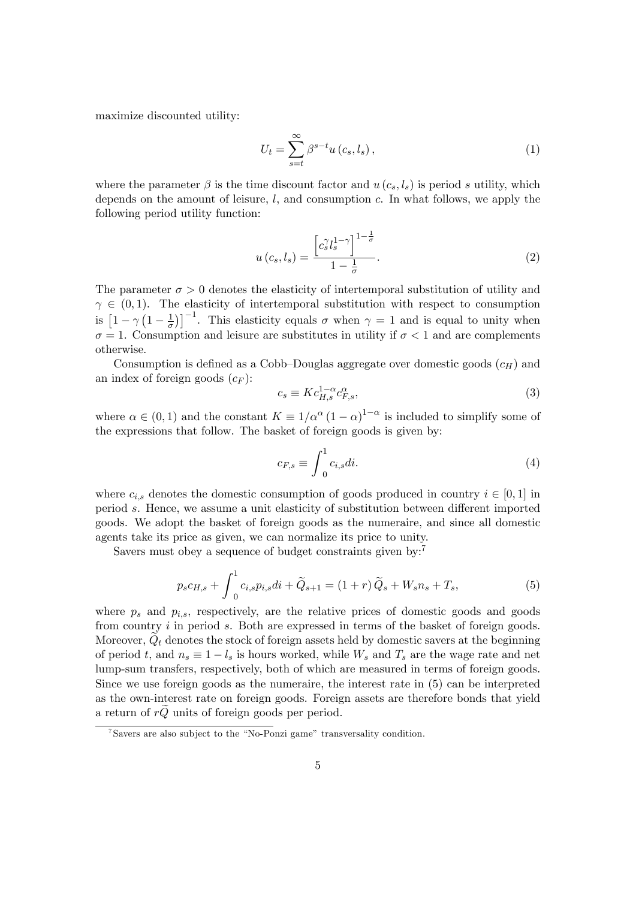maximize discounted utility:

$$U_t = \sum_{s=t}^{\infty} \beta^{s-t} u(c_s, l_s), \tag{1}$$

where the parameter $\beta$ is the time discount factor and $u(c_s, l_s)$ is period $s$ utility, which depends on the amount of leisure, $l$, and consumption $c$. In what follows, we apply the following period utility function:

$$u(c_s, l_s) = \frac{\left[c_s^{\gamma} l_s^{1-\gamma}\right]^{1-\frac{1}{\sigma}}}{1-\frac{1}{\sigma}}. \tag{2}$$

The parameter $\sigma > 0$ denotes the elasticity of intertemporal substitution of utility and $\gamma \in (0,1)$. The elasticity of intertemporal substitution with respect to consumption is $\left[1 - \gamma\left(1 - \frac{1}{\sigma}\right)\right]^{-1}$. This elasticity equals $\sigma$ when $\gamma = 1$ and is equal to unity when $\sigma = 1$. Consumption and leisure are substitutes in utility if $\sigma < 1$ and are complements otherwise.

Consumption is defined as a Cobb–Douglas aggregate over domestic goods ($c_H$) and an index of foreign goods ($c_F$):

$$c_s \equiv K c_{H,s}^{1-\alpha} c_{F,s}^{\alpha}, \tag{3}$$

where $\alpha \in (0,1)$ and the constant $K \equiv 1/\alpha^{\alpha}(1-\alpha)^{1-\alpha}$ is included to simplify some of the expressions that follow. The basket of foreign goods is given by:

$$c_{F,s} \equiv \int_0^1 c_{i,s} di. \tag{4}$$

where $c_{i,s}$ denotes the domestic consumption of goods produced in country $i \in [0,1]$ in period $s$. Hence, we assume a unit elasticity of substitution between different imported goods. We adopt the basket of foreign goods as the numeraire, and since all domestic agents take its price as given, we can normalize its price to unity.

Savers must obey a sequence of budget constraints given by:[7]

$$p_s c_{H,s} + \int_0^1 c_{i,s} p_{i,s} di + \widetilde{Q}_{s+1} = (1+r)\widetilde{Q}_s + W_s n_s + T_s, \tag{5}$$

where $p_s$ and $p_{i,s}$, respectively, are the relative prices of domestic goods and goods from country $i$ in period $s$. Both are expressed in terms of the basket of foreign goods. Moreover, $\widetilde{Q}_t$ denotes the stock of foreign assets held by domestic savers at the beginning of period $t$, and $n_s \equiv 1 - l_s$ is hours worked, while $W_s$ and $T_s$ are the wage rate and net lump-sum transfers, respectively, both of which are measured in terms of foreign goods. Since we use foreign goods as the numeraire, the interest rate in (5) can be interpreted as the own-interest rate on foreign goods. Foreign assets are therefore bonds that yield a return of $r\widetilde{Q}$ units of foreign goods per period.

[7] Savers are also subject to the "No-Ponzi game" transversality condition.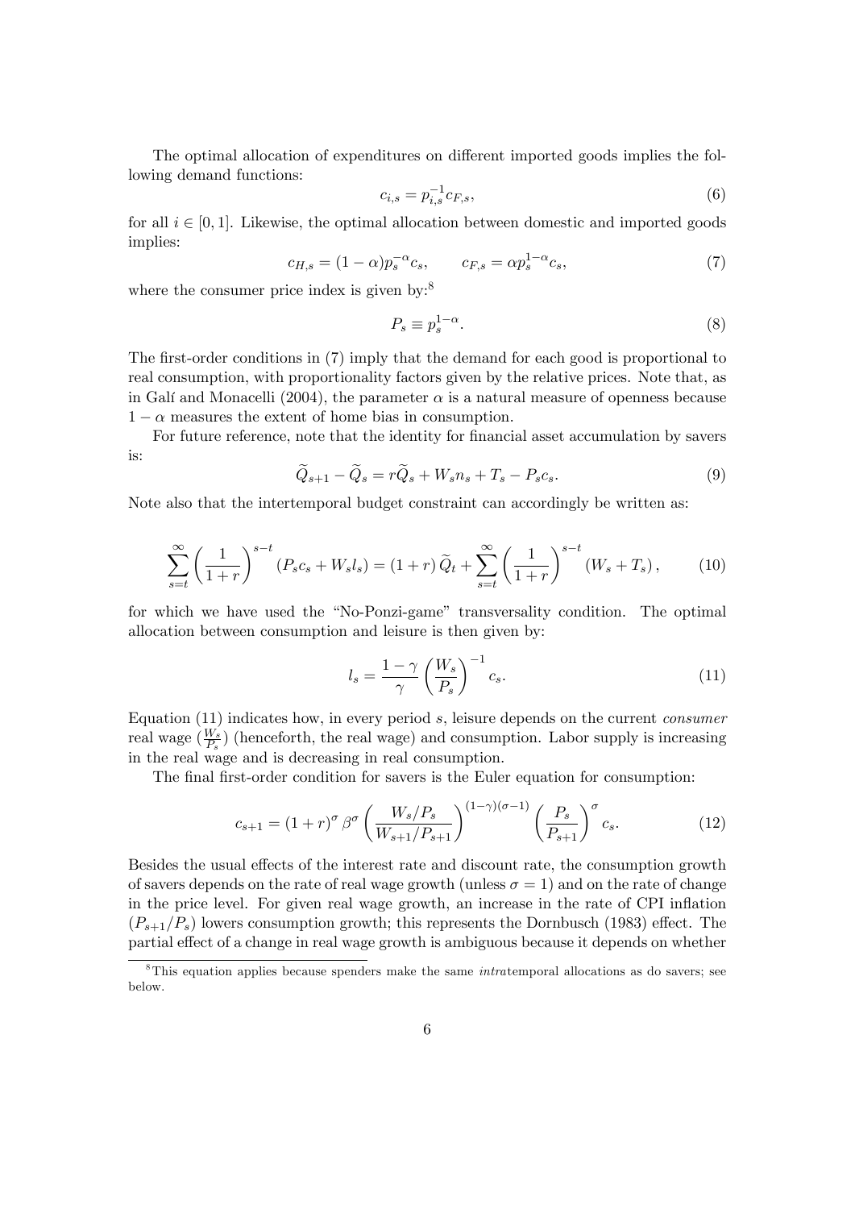The optimal allocation of expenditures on different imported goods implies the following demand functions:

$$c_{i,s} = p_{i,s}^{-1} c_{F,s}, \tag{6}$$

for all $i \in [0, 1]$. Likewise, the optimal allocation between domestic and imported goods implies:

$$c_{H,s} = (1-\alpha) p_s^{-\alpha} c_s, \qquad c_{F,s} = \alpha p_s^{1-\alpha} c_s, \tag{7}$$

where the consumer price index is given by:[8]

$$P_s \equiv p_s^{1-\alpha}. \tag{8}$$

The first-order conditions in (7) imply that the demand for each good is proportional to real consumption, with proportionality factors given by the relative prices. Note that, as in Galí and Monacelli (2004), the parameter $\alpha$ is a natural measure of openness because $1-\alpha$ measures the extent of home bias in consumption.

For future reference, note that the identity for financial asset accumulation by savers is:

$$\widetilde{Q}_{s+1} - \widetilde{Q}_s = r\widetilde{Q}_s + W_s n_s + T_s - P_s c_s. \tag{9}$$

Note also that the intertemporal budget constraint can accordingly be written as:

$$\sum_{s=t}^{\infty} \left(\frac{1}{1+r}\right)^{s-t} (P_s c_s + W_s l_s) = (1+r)\widetilde{Q}_t + \sum_{s=t}^{\infty} \left(\frac{1}{1+r}\right)^{s-t} (W_s + T_s), \tag{10}$$

for which we have used the "No-Ponzi-game" transversality condition. The optimal allocation between consumption and leisure is then given by:

$$l_s = \frac{1-\gamma}{\gamma} \left(\frac{W_s}{P_s}\right)^{-1} c_s. \tag{11}$$

Equation (11) indicates how, in every period $s$, leisure depends on the current *consumer* real wage ($\frac{W_s}{P_s}$) (henceforth, the real wage) and consumption. Labor supply is increasing in the real wage and is decreasing in real consumption.

The final first-order condition for savers is the Euler equation for consumption:

$$c_{s+1} = (1+r)^{\sigma} \beta^{\sigma} \left(\frac{W_s/P_s}{W_{s+1}/P_{s+1}}\right)^{(1-\gamma)(\sigma-1)} \left(\frac{P_s}{P_{s+1}}\right)^{\sigma} c_s. \tag{12}$$

Besides the usual effects of the interest rate and discount rate, the consumption growth of savers depends on the rate of real wage growth (unless $\sigma = 1$) and on the rate of change in the price level. For given real wage growth, an increase in the rate of CPI inflation ($P_{s+1}/P_s$) lowers consumption growth; this represents the Dornbusch (1983) effect. The partial effect of a change in real wage growth is ambiguous because it depends on whether

[8] This equation applies because spenders make the same *intra*temporal allocations as do savers; see below.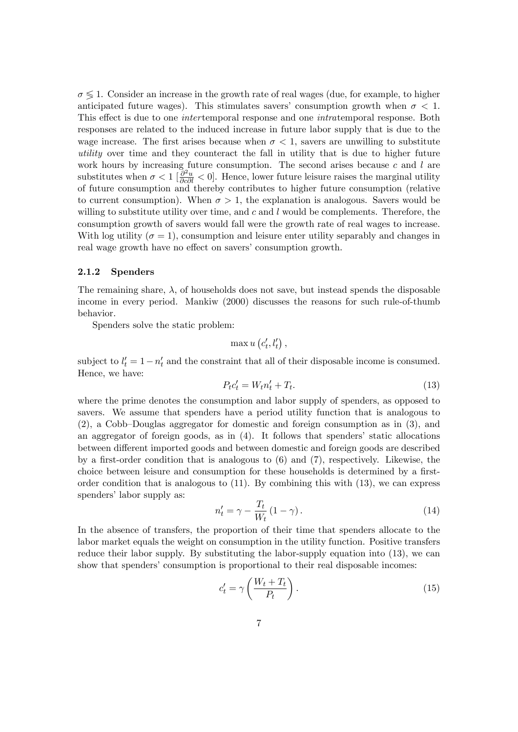$\sigma \lesseqgtr 1$. Consider an increase in the growth rate of real wages (due, for example, to higher anticipated future wages). This stimulates savers' consumption growth when $\sigma < 1$. This effect is due to one *inter*temporal response and one *intra*temporal response. Both responses are related to the induced increase in future labor supply that is due to the wage increase. The first arises because when $\sigma < 1$, savers are unwilling to substitute *utility* over time and they counteract the fall in utility that is due to higher future work hours by increasing future consumption. The second arises because $c$ and $l$ are substitutes when $\sigma < 1$ [$\frac{\partial^2 u}{\partial c \partial l} < 0$]. Hence, lower future leisure raises the marginal utility of future consumption and thereby contributes to higher future consumption (relative to current consumption). When $\sigma > 1$, the explanation is analogous. Savers would be willing to substitute utility over time, and $c$ and $l$ would be complements. Therefore, the consumption growth of savers would fall were the growth rate of real wages to increase. With log utility ($\sigma = 1$), consumption and leisure enter utility separably and changes in real wage growth have no effect on savers' consumption growth.

### 2.1.2 Spenders

The remaining share, $\lambda$, of households does not save, but instead spends the disposable income in every period. Mankiw (2000) discusses the reasons for such rule-of-thumb behavior.

Spenders solve the static problem:

$$\max u\left(c_t', l_t'\right),$$

subject to $l_t' = 1 - n_t'$ and the constraint that all of their disposable income is consumed. Hence, we have:

$$P_t c_t' = W_t n_t' + T_t. \tag{13}$$

where the prime denotes the consumption and labor supply of spenders, as opposed to savers. We assume that spenders have a period utility function that is analogous to (2), a Cobb–Douglas aggregator for domestic and foreign consumption as in (3), and an aggregator of foreign goods, as in (4). It follows that spenders' static allocations between different imported goods and between domestic and foreign goods are described by a first-order condition that is analogous to (6) and (7), respectively. Likewise, the choice between leisure and consumption for these households is determined by a first-order condition that is analogous to (11). By combining this with (13), we can express spenders' labor supply as:

$$n_t' = \gamma - \frac{T_t}{W_t}\left(1 - \gamma\right). \tag{14}$$

In the absence of transfers, the proportion of their time that spenders allocate to the labor market equals the weight on consumption in the utility function. Positive transfers reduce their labor supply. By substituting the labor-supply equation into (13), we can show that spenders' consumption is proportional to their real disposable incomes:

$$c_t' = \gamma\left(\frac{W_t + T_t}{P_t}\right). \tag{15}$$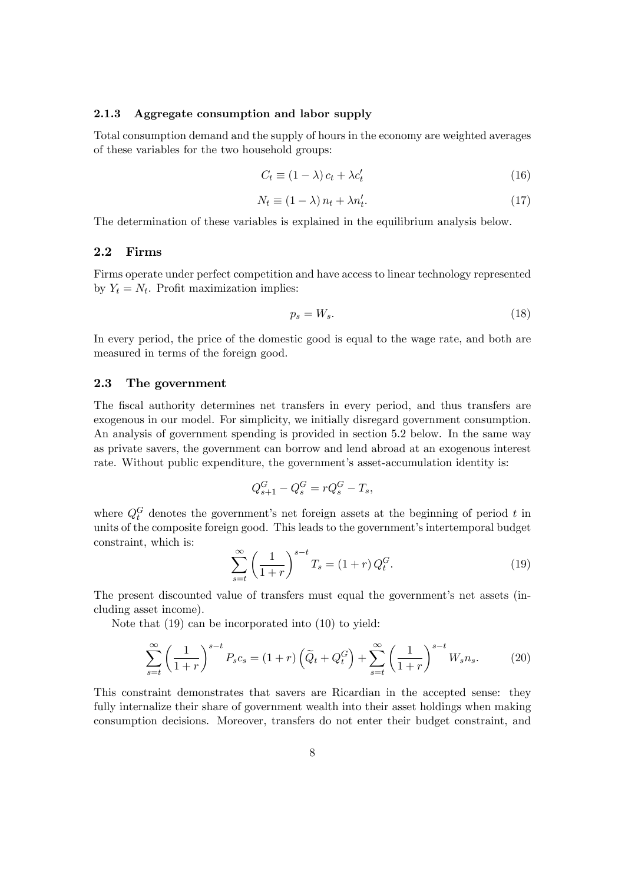#### 2.1.3 Aggregate consumption and labor supply

Total consumption demand and the supply of hours in the economy are weighted averages of these variables for the two household groups:

$$C_t \equiv (1-\lambda) c_t + \lambda c_t' \tag{16}$$

$$N_t \equiv (1-\lambda) n_t + \lambda n_t'. \tag{17}$$

The determination of these variables is explained in the equilibrium analysis below.

### 2.2 Firms

Firms operate under perfect competition and have access to linear technology represented by $Y_t = N_t$. Profit maximization implies:

$$p_s = W_s. \tag{18}$$

In every period, the price of the domestic good is equal to the wage rate, and both are measured in terms of the foreign good.

### 2.3 The government

The fiscal authority determines net transfers in every period, and thus transfers are exogenous in our model. For simplicity, we initially disregard government consumption. An analysis of government spending is provided in section 5.2 below. In the same way as private savers, the government can borrow and lend abroad at an exogenous interest rate. Without public expenditure, the government's asset-accumulation identity is:

$$Q_{s+1}^G - Q_s^G = rQ_s^G - T_s,$$

where $Q_t^G$ denotes the government's net foreign assets at the beginning of period $t$ in units of the composite foreign good. This leads to the government's intertemporal budget constraint, which is:

$$\sum_{s=t}^{\infty} \left(\frac{1}{1+r}\right)^{s-t} T_s = (1+r) Q_t^G. \tag{19}$$

The present discounted value of transfers must equal the government's net assets (including asset income).

Note that (19) can be incorporated into (10) to yield:

$$\sum_{s=t}^{\infty} \left(\frac{1}{1+r}\right)^{s-t} P_s c_s = (1+r)\left(\widetilde{Q}_t + Q_t^G\right) + \sum_{s=t}^{\infty} \left(\frac{1}{1+r}\right)^{s-t} W_s n_s. \tag{20}$$

This constraint demonstrates that savers are Ricardian in the accepted sense: they fully internalize their share of government wealth into their asset holdings when making consumption decisions. Moreover, transfers do not enter their budget constraint, and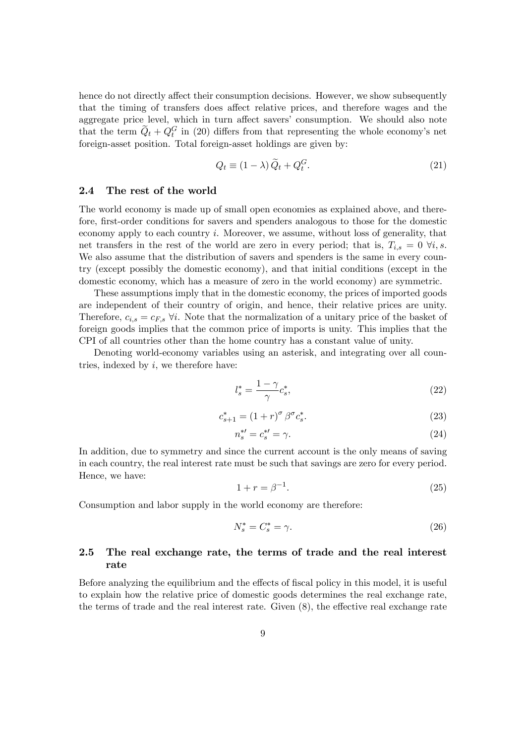hence do not directly affect their consumption decisions. However, we show subsequently that the timing of transfers does affect relative prices, and therefore wages and the aggregate price level, which in turn affect savers' consumption. We should also note that the term $\widetilde{Q}_t + Q_t^G$ in (20) differs from that representing the whole economy's net foreign-asset position. Total foreign-asset holdings are given by:

$$Q_t \equiv (1-\lambda)\,\widetilde{Q}_t + Q_t^G. \tag{21}$$

### 2.4 The rest of the world

The world economy is made up of small open economies as explained above, and therefore, first-order conditions for savers and spenders analogous to those for the domestic economy apply to each country $i$. Moreover, we assume, without loss of generality, that net transfers in the rest of the world are zero in every period; that is, $T_{i,s} = 0 \ \forall i, s$. We also assume that the distribution of savers and spenders is the same in every country (except possibly the domestic economy), and that initial conditions (except in the domestic economy, which has a measure of zero in the world economy) are symmetric.

These assumptions imply that in the domestic economy, the prices of imported goods are independent of their country of origin, and hence, their relative prices are unity. Therefore, $c_{i,s} = c_{F,s} \ \forall i$. Note that the normalization of a unitary price of the basket of foreign goods implies that the common price of imports is unity. This implies that the CPI of all countries other than the home country has a constant value of unity.

Denoting world-economy variables using an asterisk, and integrating over all countries, indexed by $i$, we therefore have:

$$l_s^* = \frac{1-\gamma}{\gamma} c_s^*, \tag{22}$$

$$c_{s+1}^* = (1+r)^{\sigma}\,\beta^{\sigma} c_s^*. \tag{23}$$

$$n_s^{*\prime} = c_s^{*\prime} = \gamma. \tag{24}$$

In addition, due to symmetry and since the current account is the only means of saving in each country, the real interest rate must be such that savings are zero for every period. Hence, we have:

$$1 + r = \beta^{-1}. \tag{25}$$

Consumption and labor supply in the world economy are therefore:

$$N_s^* = C_s^* = \gamma. \tag{26}$$

### 2.5 The real exchange rate, the terms of trade and the real interest rate

Before analyzing the equilibrium and the effects of fiscal policy in this model, it is useful to explain how the relative price of domestic goods determines the real exchange rate, the terms of trade and the real interest rate. Given (8), the effective real exchange rate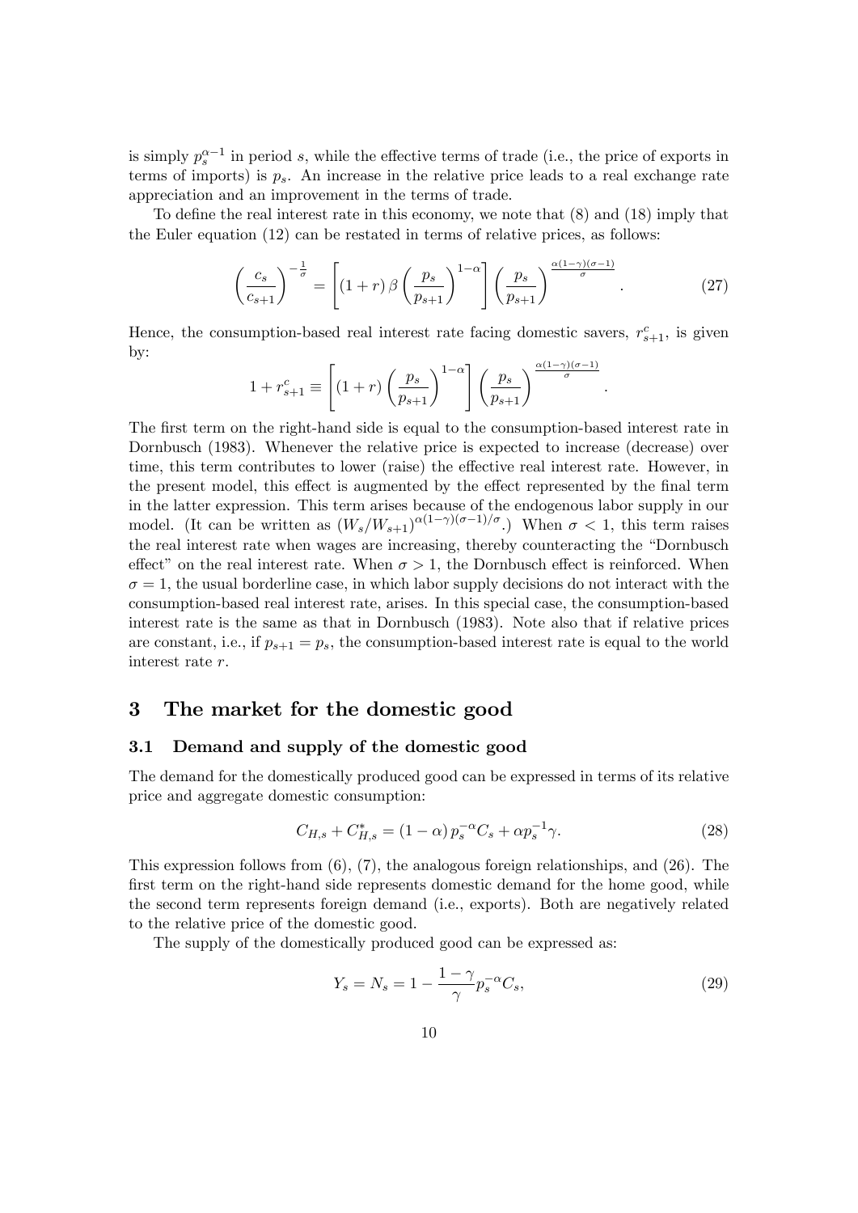is simply $p_s^{\alpha-1}$ in period $s$, while the effective terms of trade (i.e., the price of exports in terms of imports) is $p_s$. An increase in the relative price leads to a real exchange rate appreciation and an improvement in the terms of trade.

To define the real interest rate in this economy, we note that (8) and (18) imply that the Euler equation (12) can be restated in terms of relative prices, as follows:

$$\left(\frac{c_s}{c_{s+1}}\right)^{-\frac{1}{\sigma}} = \left[(1+r)\,\beta\left(\frac{p_s}{p_{s+1}}\right)^{1-\alpha}\right]\left(\frac{p_s}{p_{s+1}}\right)^{\frac{\alpha(1-\gamma)(\sigma-1)}{\sigma}}. \tag{27}$$

Hence, the consumption-based real interest rate facing domestic savers, $r_{s+1}^c$, is given by:

$$1 + r_{s+1}^c \equiv \left[(1+r)\left(\frac{p_s}{p_{s+1}}\right)^{1-\alpha}\right]\left(\frac{p_s}{p_{s+1}}\right)^{\frac{\alpha(1-\gamma)(\sigma-1)}{\sigma}}.$$

The first term on the right-hand side is equal to the consumption-based interest rate in Dornbusch (1983). Whenever the relative price is expected to increase (decrease) over time, this term contributes to lower (raise) the effective real interest rate. However, in the present model, this effect is augmented by the effect represented by the final term in the latter expression. This term arises because of the endogenous labor supply in our model. (It can be written as $(W_s/W_{s+1})^{\alpha(1-\gamma)(\sigma-1)/\sigma}$.) When $\sigma < 1$, this term raises the real interest rate when wages are increasing, thereby counteracting the "Dornbusch effect" on the real interest rate. When $\sigma > 1$, the Dornbusch effect is reinforced. When $\sigma = 1$, the usual borderline case, in which labor supply decisions do not interact with the consumption-based real interest rate, arises. In this special case, the consumption-based interest rate is the same as that in Dornbusch (1983). Note also that if relative prices are constant, i.e., if $p_{s+1} = p_s$, the consumption-based interest rate is equal to the world interest rate $r$.

## 3 The market for the domestic good

### 3.1 Demand and supply of the domestic good

The demand for the domestically produced good can be expressed in terms of its relative price and aggregate domestic consumption:

$$C_{H,s} + C_{H,s}^{*} = (1-\alpha)\, p_s^{-\alpha} C_s + \alpha p_s^{-1}\gamma. \tag{28}$$

This expression follows from (6), (7), the analogous foreign relationships, and (26). The first term on the right-hand side represents domestic demand for the home good, while the second term represents foreign demand (i.e., exports). Both are negatively related to the relative price of the domestic good.

The supply of the domestically produced good can be expressed as:

$$Y_s = N_s = 1 - \frac{1-\gamma}{\gamma} p_s^{-\alpha} C_s, \tag{29}$$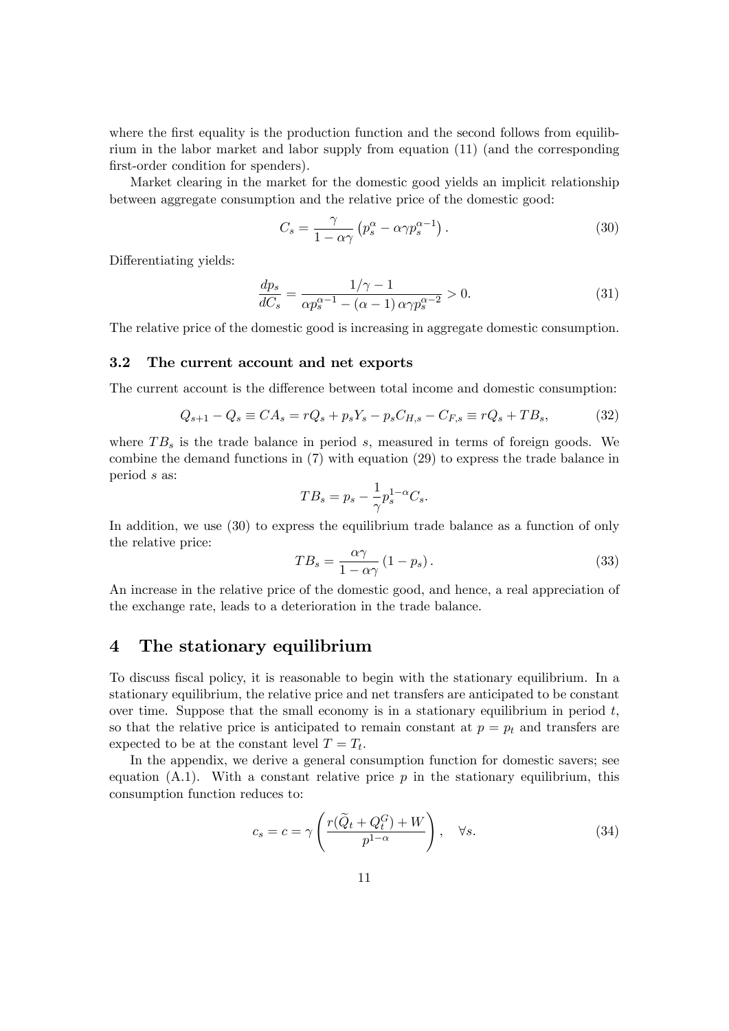where the first equality is the production function and the second follows from equilibrium in the labor market and labor supply from equation (11) (and the corresponding first-order condition for spenders).

Market clearing in the market for the domestic good yields an implicit relationship between aggregate consumption and the relative price of the domestic good:

$$C_s = \frac{\gamma}{1-\alpha\gamma}\left(p_s^{\alpha} - \alpha\gamma p_s^{\alpha-1}\right). \tag{30}$$

Differentiating yields:

$$\frac{dp_s}{dC_s} = \frac{1/\gamma - 1}{\alpha p_s^{\alpha-1} - (\alpha-1)\,\alpha\gamma p_s^{\alpha-2}} > 0. \tag{31}$$

The relative price of the domestic good is increasing in aggregate domestic consumption.

### 3.2 The current account and net exports

The current account is the difference between total income and domestic consumption:

$$Q_{s+1} - Q_s \equiv CA_s = rQ_s + p_s Y_s - p_s C_{H,s} - C_{F,s} \equiv rQ_s + TB_s, \tag{32}$$

where $TB_s$ is the trade balance in period $s$, measured in terms of foreign goods. We combine the demand functions in (7) with equation (29) to express the trade balance in period $s$ as:

$$TB_s = p_s - \frac{1}{\gamma}p_s^{1-\alpha}C_s.$$

In addition, we use (30) to express the equilibrium trade balance as a function of only the relative price:

$$TB_s = \frac{\alpha\gamma}{1-\alpha\gamma}\left(1 - p_s\right). \tag{33}$$

An increase in the relative price of the domestic good, and hence, a real appreciation of the exchange rate, leads to a deterioration in the trade balance.

## 4 The stationary equilibrium

To discuss fiscal policy, it is reasonable to begin with the stationary equilibrium. In a stationary equilibrium, the relative price and net transfers are anticipated to be constant over time. Suppose that the small economy is in a stationary equilibrium in period $t$, so that the relative price is anticipated to remain constant at $p = p_t$ and transfers are expected to be at the constant level $T = T_t$.

In the appendix, we derive a general consumption function for domestic savers; see equation (A.1). With a constant relative price $p$ in the stationary equilibrium, this consumption function reduces to:

$$c_s = c = \gamma\left(\frac{r(\widetilde{Q}_t + Q_t^G) + W}{p^{1-\alpha}}\right), \quad \forall s. \tag{34}$$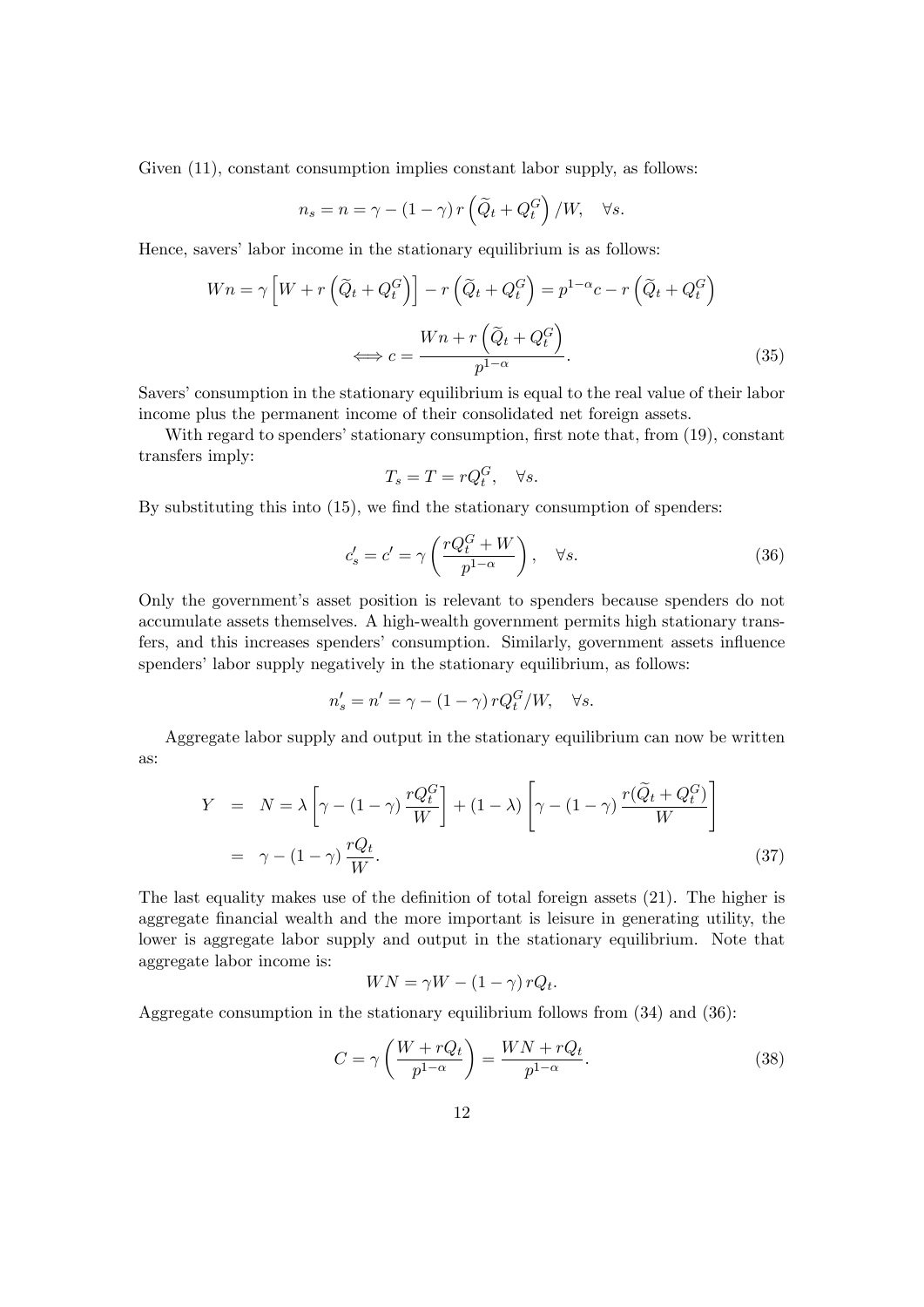Given (11), constant consumption implies constant labor supply, as follows:

$$n_s = n = \gamma - (1-\gamma)\, r\left(\widetilde{Q}_t + Q_t^G\right)/W, \quad \forall s.$$

Hence, savers' labor income in the stationary equilibrium is as follows:

$$Wn = \gamma\left[W + r\left(\widetilde{Q}_t + Q_t^G\right)\right] - r\left(\widetilde{Q}_t + Q_t^G\right) = p^{1-\alpha}c - r\left(\widetilde{Q}_t + Q_t^G\right)$$

$$\Longleftrightarrow c = \frac{Wn + r\left(\widetilde{Q}_t + Q_t^G\right)}{p^{1-\alpha}}. \tag{35}$$

Savers' consumption in the stationary equilibrium is equal to the real value of their labor income plus the permanent income of their consolidated net foreign assets.

With regard to spenders' stationary consumption, first note that, from (19), constant transfers imply:

$$T_s = T = rQ_t^G, \quad \forall s.$$

By substituting this into (15), we find the stationary consumption of spenders:

$$c_s' = c' = \gamma\left(\frac{rQ_t^G + W}{p^{1-\alpha}}\right), \quad \forall s. \tag{36}$$

Only the government's asset position is relevant to spenders because spenders do not accumulate assets themselves. A high-wealth government permits high stationary transfers, and this increases spenders' consumption. Similarly, government assets influence spenders' labor supply negatively in the stationary equilibrium, as follows:

$$n_s' = n' = \gamma - (1-\gamma)\, rQ_t^G/W, \quad \forall s.$$

Aggregate labor supply and output in the stationary equilibrium can now be written as:

$$\begin{aligned} Y &= N = \lambda\left[\gamma - (1-\gamma)\frac{rQ_t^G}{W}\right] + (1-\lambda)\left[\gamma - (1-\gamma)\frac{r(\widetilde{Q}_t + Q_t^G)}{W}\right] \\ &= \gamma - (1-\gamma)\frac{rQ_t}{W}. \end{aligned} \tag{37}$$

The last equality makes use of the definition of total foreign assets (21). The higher is aggregate financial wealth and the more important is leisure in generating utility, the lower is aggregate labor supply and output in the stationary equilibrium. Note that aggregate labor income is:

$$WN = \gamma W - (1-\gamma)\, rQ_t.$$

Aggregate consumption in the stationary equilibrium follows from (34) and (36):

$$C = \gamma\left(\frac{W + rQ_t}{p^{1-\alpha}}\right) = \frac{WN + rQ_t}{p^{1-\alpha}}. \tag{38}$$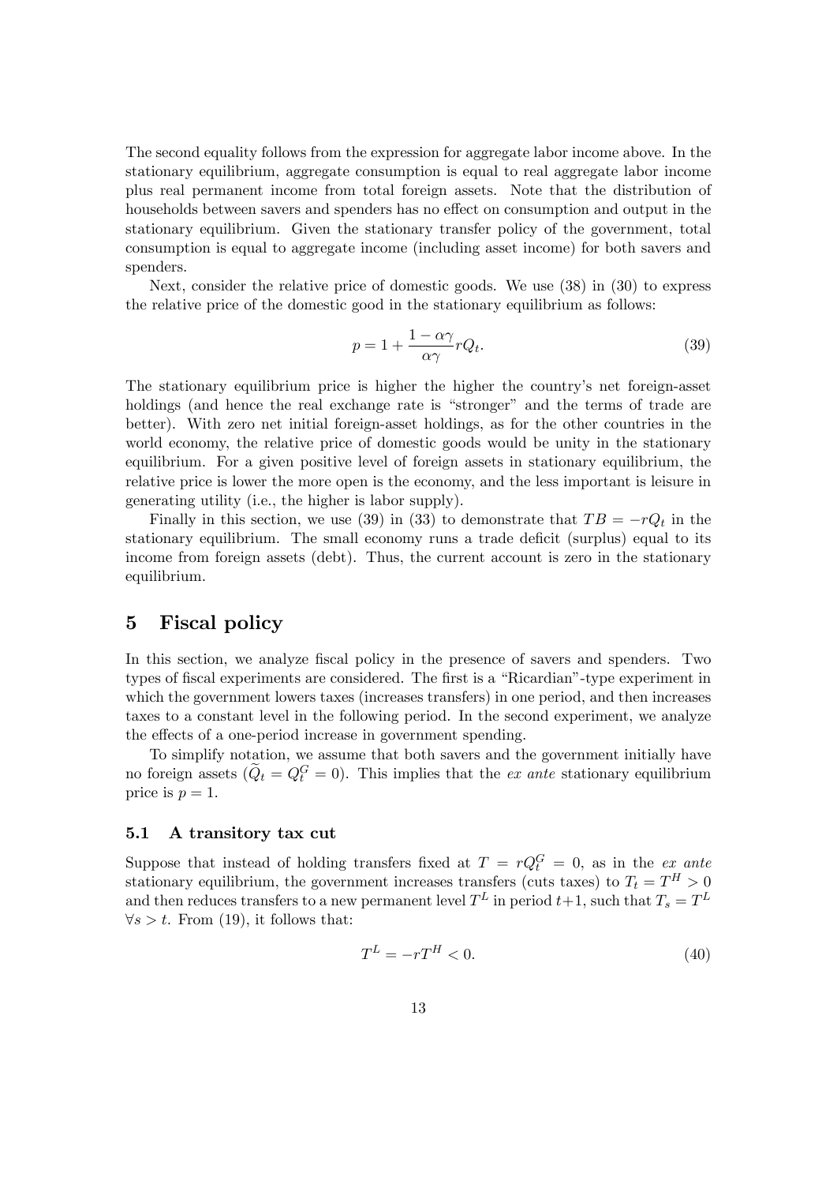The second equality follows from the expression for aggregate labor income above. In the stationary equilibrium, aggregate consumption is equal to real aggregate labor income plus real permanent income from total foreign assets. Note that the distribution of households between savers and spenders has no effect on consumption and output in the stationary equilibrium. Given the stationary transfer policy of the government, total consumption is equal to aggregate income (including asset income) for both savers and spenders.

Next, consider the relative price of domestic goods. We use (38) in (30) to express the relative price of the domestic good in the stationary equilibrium as follows:

$$p = 1 + \frac{1 - \alpha\gamma}{\alpha\gamma} r Q_t. \tag{39}$$

The stationary equilibrium price is higher the higher the country's net foreign-asset holdings (and hence the real exchange rate is "stronger" and the terms of trade are better). With zero net initial foreign-asset holdings, as for the other countries in the world economy, the relative price of domestic goods would be unity in the stationary equilibrium. For a given positive level of foreign assets in stationary equilibrium, the relative price is lower the more open is the economy, and the less important is leisure in generating utility (i.e., the higher is labor supply).

Finally in this section, we use (39) in (33) to demonstrate that $TB = -rQ_t$ in the stationary equilibrium. The small economy runs a trade deficit (surplus) equal to its income from foreign assets (debt). Thus, the current account is zero in the stationary equilibrium.

# 5 Fiscal policy

In this section, we analyze fiscal policy in the presence of savers and spenders. Two types of fiscal experiments are considered. The first is a "Ricardian"-type experiment in which the government lowers taxes (increases transfers) in one period, and then increases taxes to a constant level in the following period. In the second experiment, we analyze the effects of a one-period increase in government spending.

To simplify notation, we assume that both savers and the government initially have no foreign assets ($\widetilde{Q}_t = Q_t^G = 0$). This implies that the *ex ante* stationary equilibrium price is $p = 1$.

## 5.1 A transitory tax cut

Suppose that instead of holding transfers fixed at $T = rQ_t^G = 0$, as in the *ex ante* stationary equilibrium, the government increases transfers (cuts taxes) to $T_t = T^H > 0$ and then reduces transfers to a new permanent level $T^L$ in period $t+1$, such that $T_s = T^L$ $\forall s > t$. From (19), it follows that:

$$T^L = -rT^H < 0. \tag{40}$$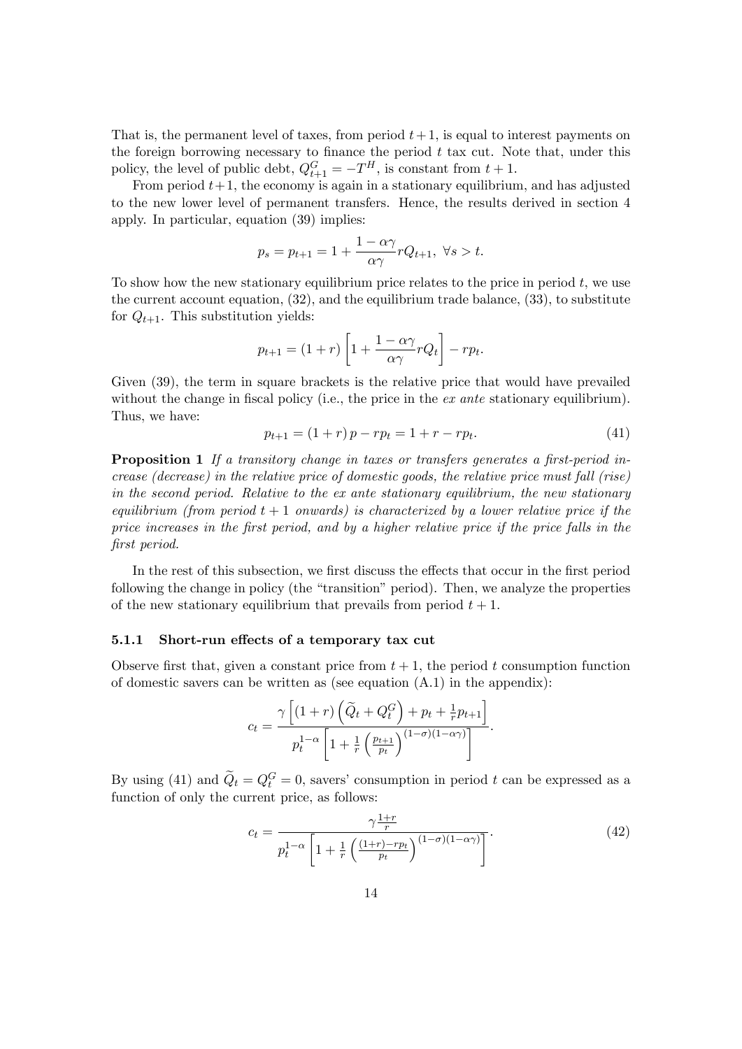That is, the permanent level of taxes, from period $t+1$, is equal to interest payments on the foreign borrowing necessary to finance the period $t$ tax cut. Note that, under this policy, the level of public debt, $Q^G_{t+1} = -T^H$, is constant from $t+1$.

From period $t+1$, the economy is again in a stationary equilibrium, and has adjusted to the new lower level of permanent transfers. Hence, the results derived in section 4 apply. In particular, equation (39) implies:

$$p_s = p_{t+1} = 1 + \frac{1-\alpha\gamma}{\alpha\gamma} r Q_{t+1},\ \forall s > t.$$

To show how the new stationary equilibrium price relates to the price in period $t$, we use the current account equation, (32), and the equilibrium trade balance, (33), to substitute for $Q_{t+1}$. This substitution yields:

$$p_{t+1} = (1+r)\left[1 + \frac{1-\alpha\gamma}{\alpha\gamma} r Q_t\right] - r p_t.$$

Given (39), the term in square brackets is the relative price that would have prevailed without the change in fiscal policy (i.e., the price in the *ex ante* stationary equilibrium). Thus, we have:

$$p_{t+1} = (1+r)\, p - r p_t = 1 + r - r p_t. \tag{41}$$

**Proposition 1** *If a transitory change in taxes or transfers generates a first-period increase (decrease) in the relative price of domestic goods, the relative price must fall (rise) in the second period. Relative to the ex ante stationary equilibrium, the new stationary equilibrium (from period $t+1$ onwards) is characterized by a lower relative price if the price increases in the first period, and by a higher relative price if the price falls in the first period.*

In the rest of this subsection, we first discuss the effects that occur in the first period following the change in policy (the "transition" period). Then, we analyze the properties of the new stationary equilibrium that prevails from period $t+1$.

### 5.1.1 Short-run effects of a temporary tax cut

Observe first that, given a constant price from $t+1$, the period $t$ consumption function of domestic savers can be written as (see equation (A.1) in the appendix):

$$c_t = \frac{\gamma\left[(1+r)\left(\widetilde{Q}_t + Q^G_t\right) + p_t + \frac{1}{r} p_{t+1}\right]}{p_t^{1-\alpha}\left[1 + \frac{1}{r}\left(\frac{p_{t+1}}{p_t}\right)^{(1-\sigma)(1-\alpha\gamma)}\right]}.$$

By using (41) and $\widetilde{Q}_t = Q^G_t = 0$, savers' consumption in period $t$ can be expressed as a function of only the current price, as follows:

$$c_t = \frac{\gamma \frac{1+r}{r}}{p_t^{1-\alpha}\left[1 + \frac{1}{r}\left(\frac{(1+r) - r p_t}{p_t}\right)^{(1-\sigma)(1-\alpha\gamma)}\right]}. \tag{42}$$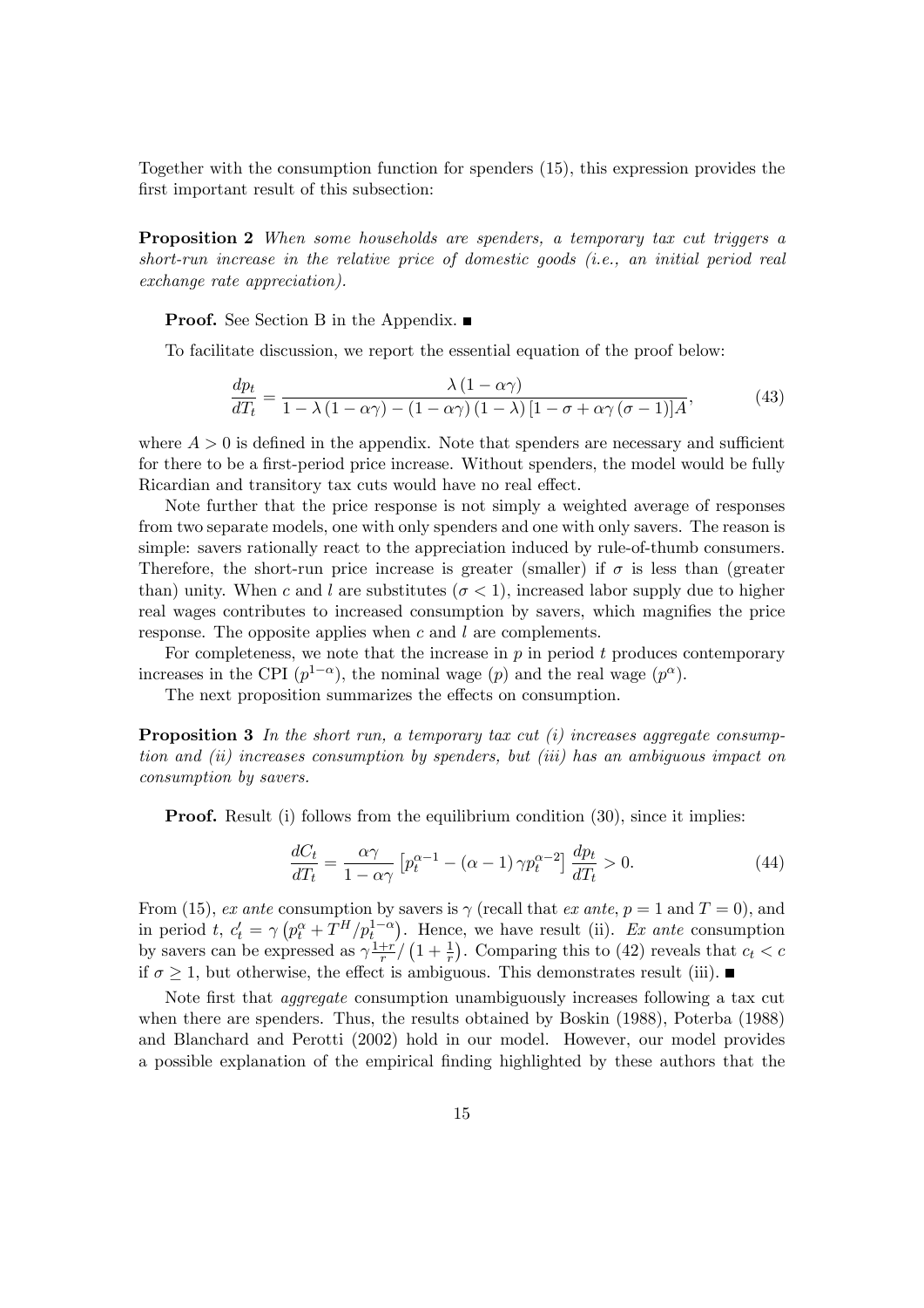Together with the consumption function for spenders (15), this expression provides the first important result of this subsection:

**Proposition 2** *When some households are spenders, a temporary tax cut triggers a short-run increase in the relative price of domestic goods (i.e., an initial period real exchange rate appreciation).*

**Proof.** See Section B in the Appendix. ∎

To facilitate discussion, we report the essential equation of the proof below:

$$\frac{dp_t}{dT_t} = \frac{\lambda(1-\alpha\gamma)}{1-\lambda(1-\alpha\gamma)-(1-\alpha\gamma)(1-\lambda)[1-\sigma+\alpha\gamma(\sigma-1)]A}, \tag{43}$$

where $A > 0$ is defined in the appendix. Note that spenders are necessary and sufficient for there to be a first-period price increase. Without spenders, the model would be fully Ricardian and transitory tax cuts would have no real effect.

Note further that the price response is not simply a weighted average of responses from two separate models, one with only spenders and one with only savers. The reason is simple: savers rationally react to the appreciation induced by rule-of-thumb consumers. Therefore, the short-run price increase is greater (smaller) if $\sigma$ is less than (greater than) unity. When $c$ and $l$ are substitutes ($\sigma < 1$), increased labor supply due to higher real wages contributes to increased consumption by savers, which magnifies the price response. The opposite applies when $c$ and $l$ are complements.

For completeness, we note that the increase in $p$ in period $t$ produces contemporary increases in the CPI ($p^{1-\alpha}$), the nominal wage ($p$) and the real wage ($p^{\alpha}$).

The next proposition summarizes the effects on consumption.

**Proposition 3** *In the short run, a temporary tax cut (i) increases aggregate consumption and (ii) increases consumption by spenders, but (iii) has an ambiguous impact on consumption by savers.*

**Proof.** Result (i) follows from the equilibrium condition (30), since it implies:

$$\frac{dC_t}{dT_t} = \frac{\alpha\gamma}{1-\alpha\gamma}\left[p_t^{\alpha-1}-(\alpha-1)\gamma p_t^{\alpha-2}\right]\frac{dp_t}{dT_t} > 0. \tag{44}$$

From (15), *ex ante* consumption by savers is $\gamma$ (recall that *ex ante*, $p = 1$ and $T = 0$), and in period $t$, $c_t' = \gamma\left(p_t^{\alpha} + T^H/p_t^{1-\alpha}\right)$. Hence, we have result (ii). *Ex ante* consumption by savers can be expressed as $\gamma\frac{1+r}{r}/\left(1+\frac{1}{r}\right)$. Comparing this to (42) reveals that $c_t < c$ if $\sigma \geq 1$, but otherwise, the effect is ambiguous. This demonstrates result (iii). ∎

Note first that *aggregate* consumption unambiguously increases following a tax cut when there are spenders. Thus, the results obtained by Boskin (1988), Poterba (1988) and Blanchard and Perotti (2002) hold in our model. However, our model provides a possible explanation of the empirical finding highlighted by these authors that the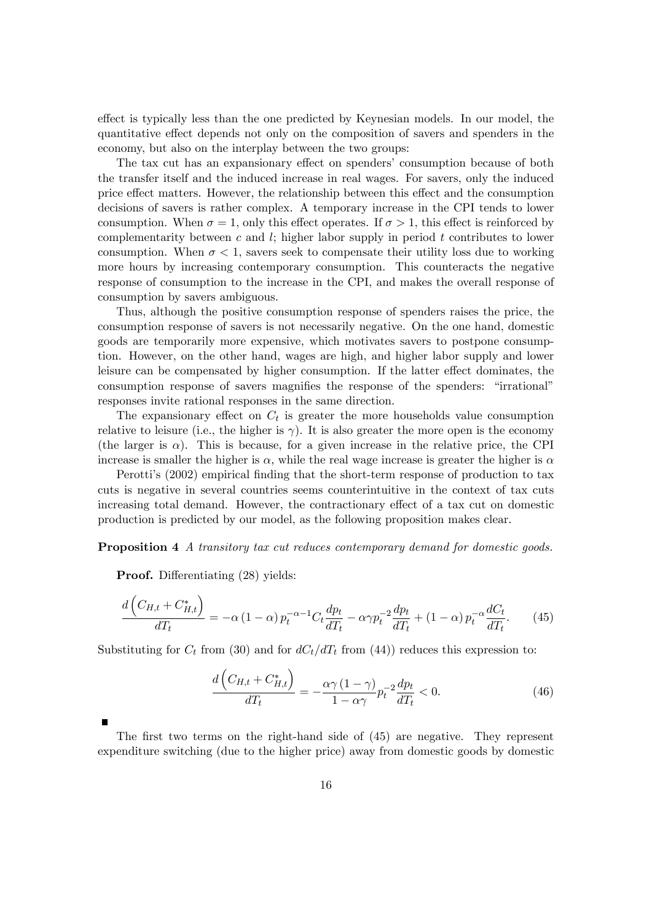effect is typically less than the one predicted by Keynesian models. In our model, the quantitative effect depends not only on the composition of savers and spenders in the economy, but also on the interplay between the two groups:

The tax cut has an expansionary effect on spenders' consumption because of both the transfer itself and the induced increase in real wages. For savers, only the induced price effect matters. However, the relationship between this effect and the consumption decisions of savers is rather complex. A temporary increase in the CPI tends to lower consumption. When $\sigma = 1$, only this effect operates. If $\sigma > 1$, this effect is reinforced by complementarity between $c$ and $l$; higher labor supply in period $t$ contributes to lower consumption. When $\sigma < 1$, savers seek to compensate their utility loss due to working more hours by increasing contemporary consumption. This counteracts the negative response of consumption to the increase in the CPI, and makes the overall response of consumption by savers ambiguous.

Thus, although the positive consumption response of spenders raises the price, the consumption response of savers is not necessarily negative. On the one hand, domestic goods are temporarily more expensive, which motivates savers to postpone consumption. However, on the other hand, wages are high, and higher labor supply and lower leisure can be compensated by higher consumption. If the latter effect dominates, the consumption response of savers magnifies the response of the spenders: "irrational" responses invite rational responses in the same direction.

The expansionary effect on $C_t$ is greater the more households value consumption relative to leisure (i.e., the higher is $\gamma$). It is also greater the more open is the economy (the larger is $\alpha$). This is because, for a given increase in the relative price, the CPI increase is smaller the higher is $\alpha$, while the real wage increase is greater the higher is $\alpha$

Perotti's (2002) empirical finding that the short-term response of production to tax cuts is negative in several countries seems counterintuitive in the context of tax cuts increasing total demand. However, the contractionary effect of a tax cut on domestic production is predicted by our model, as the following proposition makes clear.

**Proposition 4** *A transitory tax cut reduces contemporary demand for domestic goods.*

**Proof.** Differentiating (28) yields:

$$\frac{d\left(C_{H,t}+C_{H,t}^{*}\right)}{dT_t} = -\alpha\left(1-\alpha\right)p_t^{-\alpha-1}C_t\frac{dp_t}{dT_t} - \alpha\gamma p_t^{-2}\frac{dp_t}{dT_t} + \left(1-\alpha\right)p_t^{-\alpha}\frac{dC_t}{dT_t}. \tag{45}$$

Substituting for $C_t$ from (30) and for $dC_t/dT_t$ from (44)) reduces this expression to:

$$\frac{d\left(C_{H,t}+C_{H,t}^{*}\right)}{dT_t} = -\frac{\alpha\gamma\left(1-\gamma\right)}{1-\alpha\gamma}p_t^{-2}\frac{dp_t}{dT_t} < 0. \tag{46}$$

■

The first two terms on the right-hand side of (45) are negative. They represent expenditure switching (due to the higher price) away from domestic goods by domestic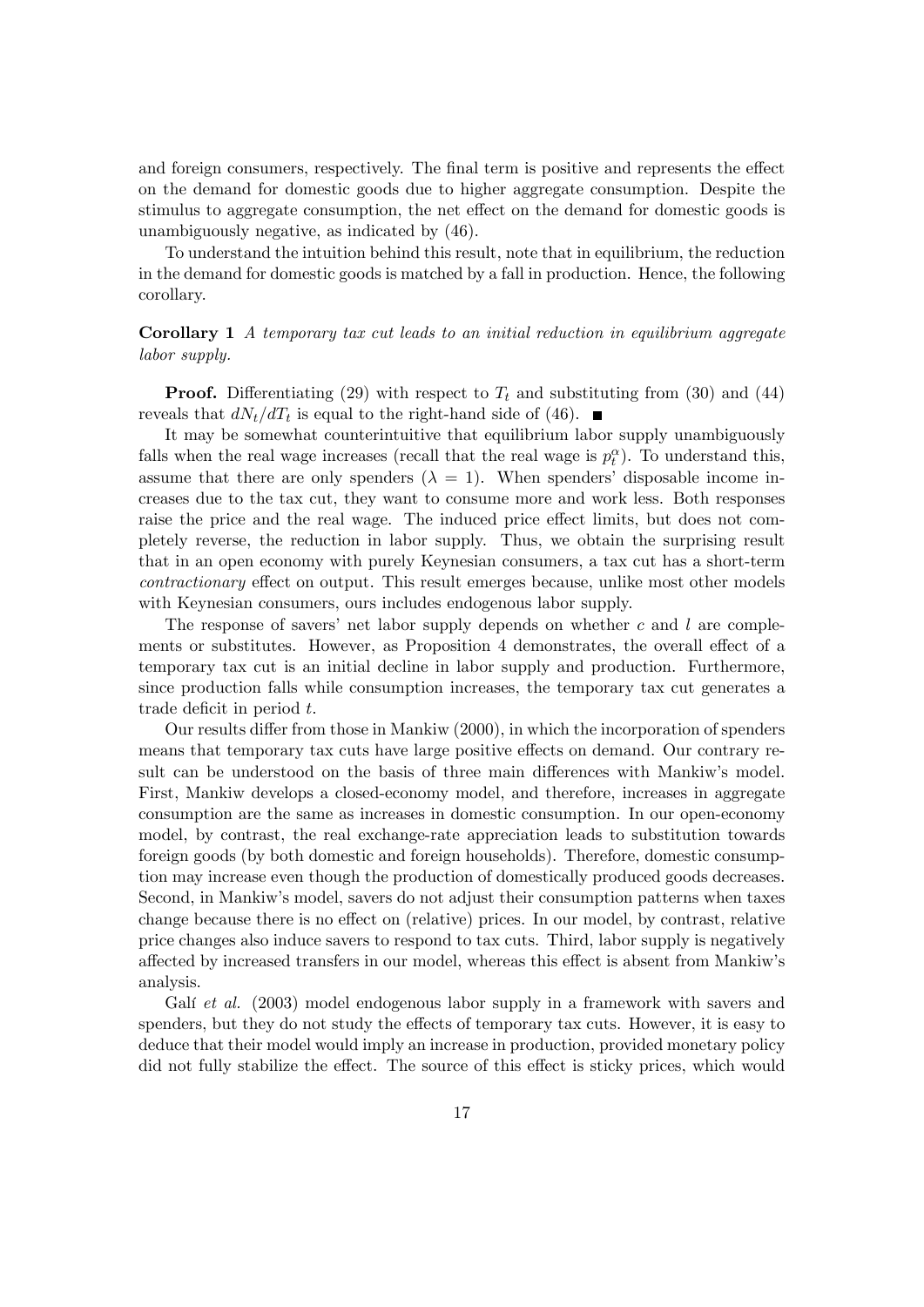and foreign consumers, respectively. The final term is positive and represents the effect on the demand for domestic goods due to higher aggregate consumption. Despite the stimulus to aggregate consumption, the net effect on the demand for domestic goods is unambiguously negative, as indicated by (46).

To understand the intuition behind this result, note that in equilibrium, the reduction in the demand for domestic goods is matched by a fall in production. Hence, the following corollary.

**Corollary 1** *A temporary tax cut leads to an initial reduction in equilibrium aggregate labor supply.*

**Proof.** Differentiating (29) with respect to $T_t$ and substituting from (30) and (44) reveals that $dN_t/dT_t$ is equal to the right-hand side of (46). ■

It may be somewhat counterintuitive that equilibrium labor supply unambiguously falls when the real wage increases (recall that the real wage is $p_t^{\alpha}$). To understand this, assume that there are only spenders ($\lambda = 1$). When spenders' disposable income increases due to the tax cut, they want to consume more and work less. Both responses raise the price and the real wage. The induced price effect limits, but does not completely reverse, the reduction in labor supply. Thus, we obtain the surprising result that in an open economy with purely Keynesian consumers, a tax cut has a short-term *contractionary* effect on output. This result emerges because, unlike most other models with Keynesian consumers, ours includes endogenous labor supply.

The response of savers' net labor supply depends on whether $c$ and $l$ are complements or substitutes. However, as Proposition 4 demonstrates, the overall effect of a temporary tax cut is an initial decline in labor supply and production. Furthermore, since production falls while consumption increases, the temporary tax cut generates a trade deficit in period $t$.

Our results differ from those in Mankiw (2000), in which the incorporation of spenders means that temporary tax cuts have large positive effects on demand. Our contrary result can be understood on the basis of three main differences with Mankiw's model. First, Mankiw develops a closed-economy model, and therefore, increases in aggregate consumption are the same as increases in domestic consumption. In our open-economy model, by contrast, the real exchange-rate appreciation leads to substitution towards foreign goods (by both domestic and foreign households). Therefore, domestic consumption may increase even though the production of domestically produced goods decreases. Second, in Mankiw's model, savers do not adjust their consumption patterns when taxes change because there is no effect on (relative) prices. In our model, by contrast, relative price changes also induce savers to respond to tax cuts. Third, labor supply is negatively affected by increased transfers in our model, whereas this effect is absent from Mankiw's analysis.

Galí *et al.* (2003) model endogenous labor supply in a framework with savers and spenders, but they do not study the effects of temporary tax cuts. However, it is easy to deduce that their model would imply an increase in production, provided monetary policy did not fully stabilize the effect. The source of this effect is sticky prices, which would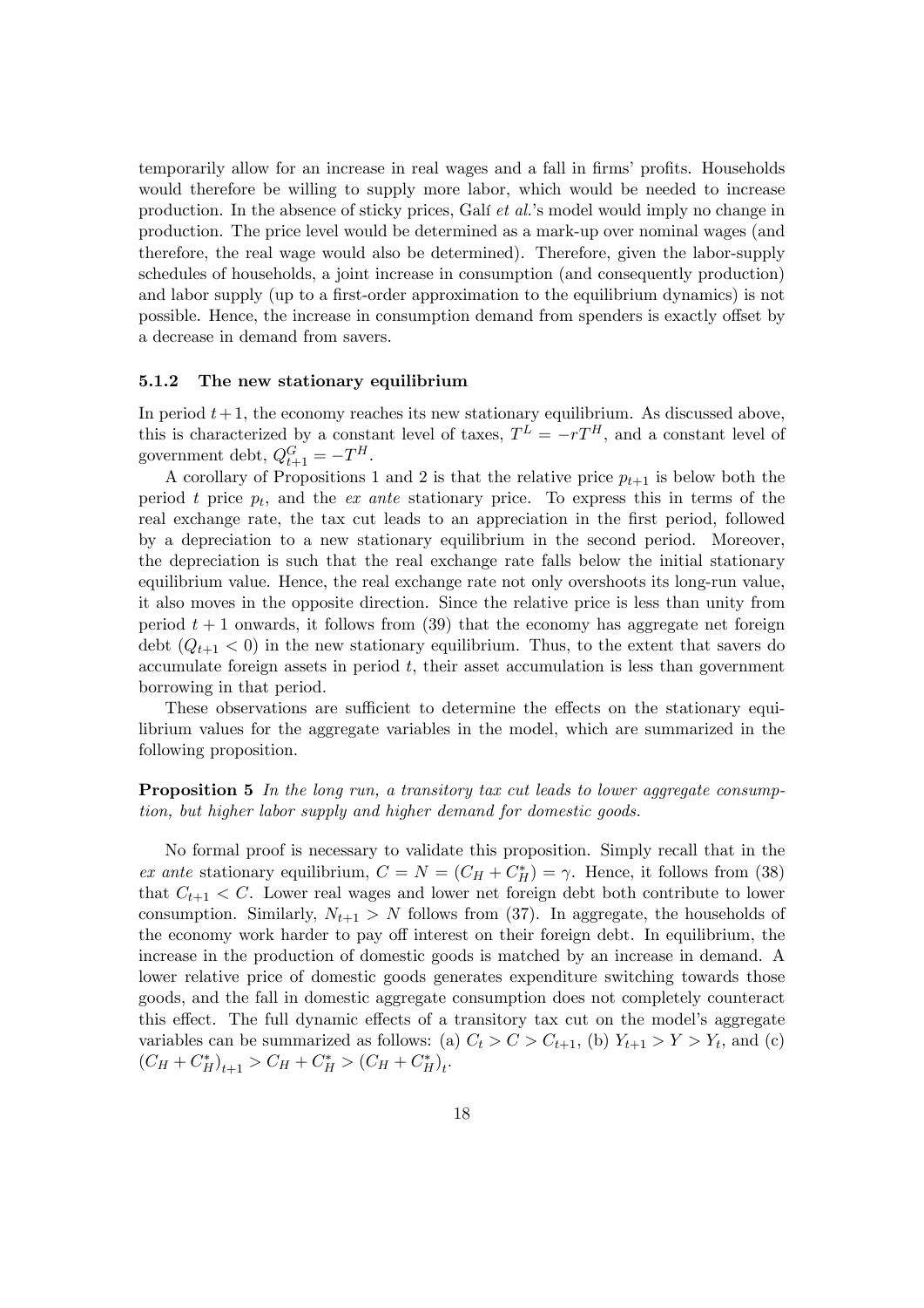temporarily allow for an increase in real wages and a fall in firms' profits. Households would therefore be willing to supply more labor, which would be needed to increase production. In the absence of sticky prices, Galí *et al.*'s model would imply no change in production. The price level would be determined as a mark-up over nominal wages (and therefore, the real wage would also be determined). Therefore, given the labor-supply schedules of households, a joint increase in consumption (and consequently production) and labor supply (up to a first-order approximation to the equilibrium dynamics) is not possible. Hence, the increase in consumption demand from spenders is exactly offset by a decrease in demand from savers.

### 5.1.2 The new stationary equilibrium

In period $t+1$, the economy reaches its new stationary equilibrium. As discussed above, this is characterized by a constant level of taxes, $T^L = -rT^H$, and a constant level of government debt, $Q^G_{t+1} = -T^H$.

A corollary of Propositions 1 and 2 is that the relative price $p_{t+1}$ is below both the period $t$ price $p_t$, and the *ex ante* stationary price. To express this in terms of the real exchange rate, the tax cut leads to an appreciation in the first period, followed by a depreciation to a new stationary equilibrium in the second period. Moreover, the depreciation is such that the real exchange rate falls below the initial stationary equilibrium value. Hence, the real exchange rate not only overshoots its long-run value, it also moves in the opposite direction. Since the relative price is less than unity from period $t+1$ onwards, it follows from (39) that the economy has aggregate net foreign debt ($Q_{t+1} < 0$) in the new stationary equilibrium. Thus, to the extent that savers do accumulate foreign assets in period $t$, their asset accumulation is less than government borrowing in that period.

These observations are sufficient to determine the effects on the stationary equilibrium values for the aggregate variables in the model, which are summarized in the following proposition.

**Proposition 5** *In the long run, a transitory tax cut leads to lower aggregate consumption, but higher labor supply and higher demand for domestic goods.*

No formal proof is necessary to validate this proposition. Simply recall that in the *ex ante* stationary equilibrium, $C = N = (C_H + C_H^*) = \gamma$. Hence, it follows from (38) that $C_{t+1} < C$. Lower real wages and lower net foreign debt both contribute to lower consumption. Similarly, $N_{t+1} > N$ follows from (37). In aggregate, the households of the economy work harder to pay off interest on their foreign debt. In equilibrium, the increase in the production of domestic goods is matched by an increase in demand. A lower relative price of domestic goods generates expenditure switching towards those goods, and the fall in domestic aggregate consumption does not completely counteract this effect. The full dynamic effects of a transitory tax cut on the model's aggregate variables can be summarized as follows: (a) $C_t > C > C_{t+1}$, (b) $Y_{t+1} > Y > Y_t$, and (c) $(C_H + C_H^*)_{t+1} > C_H + C_H^* > (C_H + C_H^*)_t$.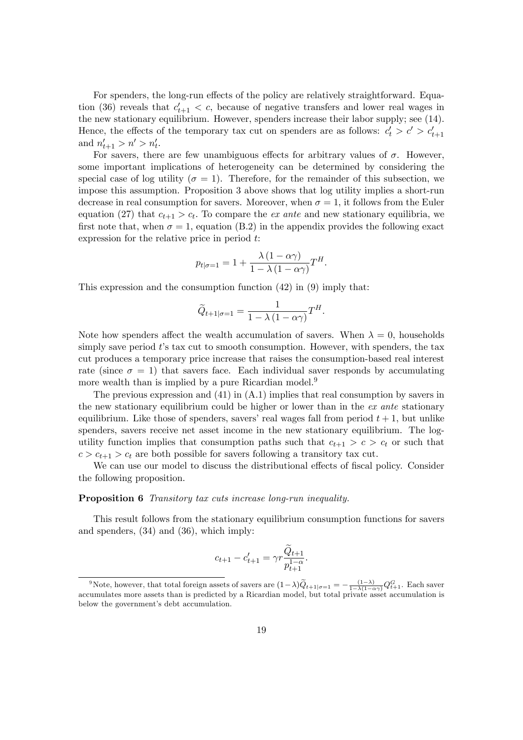For spenders, the long-run effects of the policy are relatively straightforward. Equation (36) reveals that $c'_{t+1} < c$, because of negative transfers and lower real wages in the new stationary equilibrium. However, spenders increase their labor supply; see (14). Hence, the effects of the temporary tax cut on spenders are as follows: $c'_t > c' > c'_{t+1}$ and $n'_{t+1} > n' > n'_t$.

For savers, there are few unambiguous effects for arbitrary values of $\sigma$. However, some important implications of heterogeneity can be determined by considering the special case of log utility ($\sigma = 1$). Therefore, for the remainder of this subsection, we impose this assumption. Proposition 3 above shows that log utility implies a short-run decrease in real consumption for savers. Moreover, when $\sigma = 1$, it follows from the Euler equation (27) that $c_{t+1} > c_t$. To compare the *ex ante* and new stationary equilibria, we first note that, when $\sigma = 1$, equation (B.2) in the appendix provides the following exact expression for the relative price in period $t$:

$$p_{t|\sigma=1} = 1 + \frac{\lambda (1 - \alpha\gamma)}{1 - \lambda (1 - \alpha\gamma)} T^H.$$

This expression and the consumption function (42) in (9) imply that:

$$\widetilde{Q}_{t+1|\sigma=1} = \frac{1}{1 - \lambda (1 - \alpha\gamma)} T^H.$$

Note how spenders affect the wealth accumulation of savers. When $\lambda = 0$, households simply save period $t$'s tax cut to smooth consumption. However, with spenders, the tax cut produces a temporary price increase that raises the consumption-based real interest rate (since $\sigma = 1$) that savers face. Each individual saver responds by accumulating more wealth than is implied by a pure Ricardian model.[9]

The previous expression and (41) in (A.1) implies that real consumption by savers in the new stationary equilibrium could be higher or lower than in the *ex ante* stationary equilibrium. Like those of spenders, savers' real wages fall from period $t+1$, but unlike spenders, savers receive net asset income in the new stationary equilibrium. The log-utility function implies that consumption paths such that $c_{t+1} > c > c_t$ or such that $c > c_{t+1} > c_t$ are both possible for savers following a transitory tax cut.

We can use our model to discuss the distributional effects of fiscal policy. Consider the following proposition.

**Proposition 6** *Transitory tax cuts increase long-run inequality.*

This result follows from the stationary equilibrium consumption functions for savers and spenders, (34) and (36), which imply:

$$c_{t+1} - c'_{t+1} = \gamma r \frac{\widetilde{Q}_{t+1}}{p_{t+1}^{1-\alpha}}.$$

[9] Note, however, that total foreign assets of savers are $(1-\lambda)\widetilde{Q}_{t+1|\sigma=1} = -\frac{(1-\lambda)}{1-\lambda(1-\alpha\gamma)} Q^G_{t+1}$. Each saver accumulates more assets than is predicted by a Ricardian model, but total private asset accumulation is below the government's debt accumulation.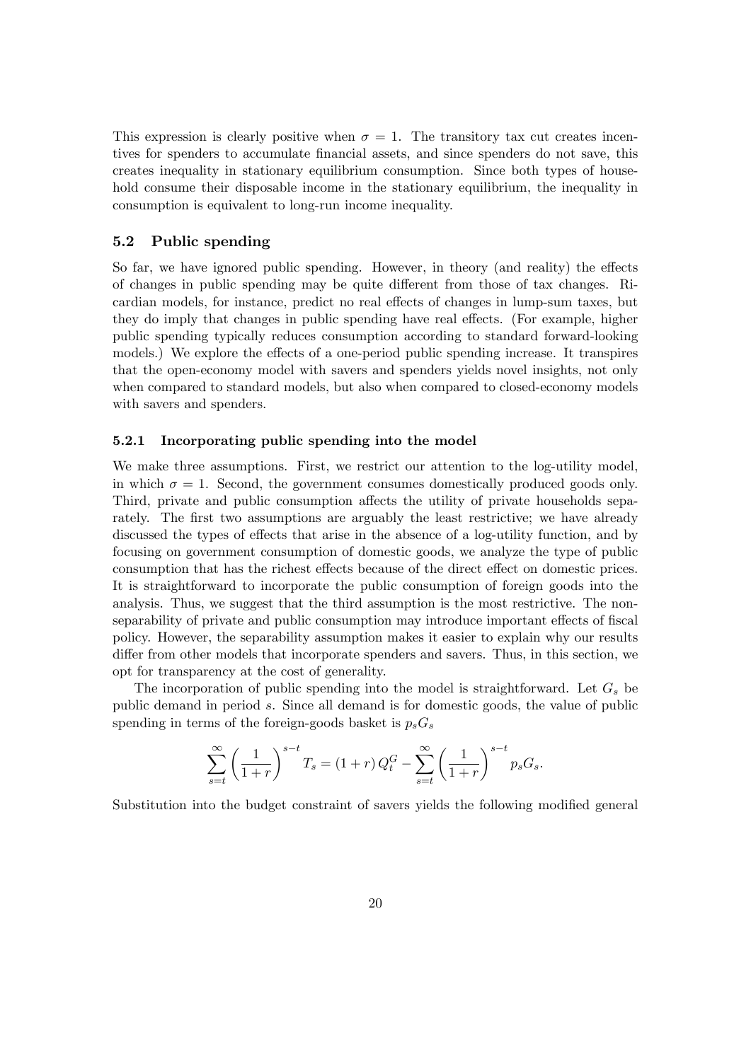This expression is clearly positive when $\sigma = 1$. The transitory tax cut creates incentives for spenders to accumulate financial assets, and since spenders do not save, this creates inequality in stationary equilibrium consumption. Since both types of household consume their disposable income in the stationary equilibrium, the inequality in consumption is equivalent to long-run income inequality.

### 5.2 Public spending

So far, we have ignored public spending. However, in theory (and reality) the effects of changes in public spending may be quite different from those of tax changes. Ricardian models, for instance, predict no real effects of changes in lump-sum taxes, but they do imply that changes in public spending have real effects. (For example, higher public spending typically reduces consumption according to standard forward-looking models.) We explore the effects of a one-period public spending increase. It transpires that the open-economy model with savers and spenders yields novel insights, not only when compared to standard models, but also when compared to closed-economy models with savers and spenders.

#### 5.2.1 Incorporating public spending into the model

We make three assumptions. First, we restrict our attention to the log-utility model, in which $\sigma = 1$. Second, the government consumes domestically produced goods only. Third, private and public consumption affects the utility of private households separately. The first two assumptions are arguably the least restrictive; we have already discussed the types of effects that arise in the absence of a log-utility function, and by focusing on government consumption of domestic goods, we analyze the type of public consumption that has the richest effects because of the direct effect on domestic prices. It is straightforward to incorporate the public consumption of foreign goods into the analysis. Thus, we suggest that the third assumption is the most restrictive. The non-separability of private and public consumption may introduce important effects of fiscal policy. However, the separability assumption makes it easier to explain why our results differ from other models that incorporate spenders and savers. Thus, in this section, we opt for transparency at the cost of generality.

The incorporation of public spending into the model is straightforward. Let $G_s$ be public demand in period $s$. Since all demand is for domestic goods, the value of public spending in terms of the foreign-goods basket is $p_s G_s$

$$\sum_{s=t}^{\infty} \left(\frac{1}{1+r}\right)^{s-t} T_s = (1+r)\, Q_t^G - \sum_{s=t}^{\infty} \left(\frac{1}{1+r}\right)^{s-t} p_s G_s.$$

Substitution into the budget constraint of savers yields the following modified general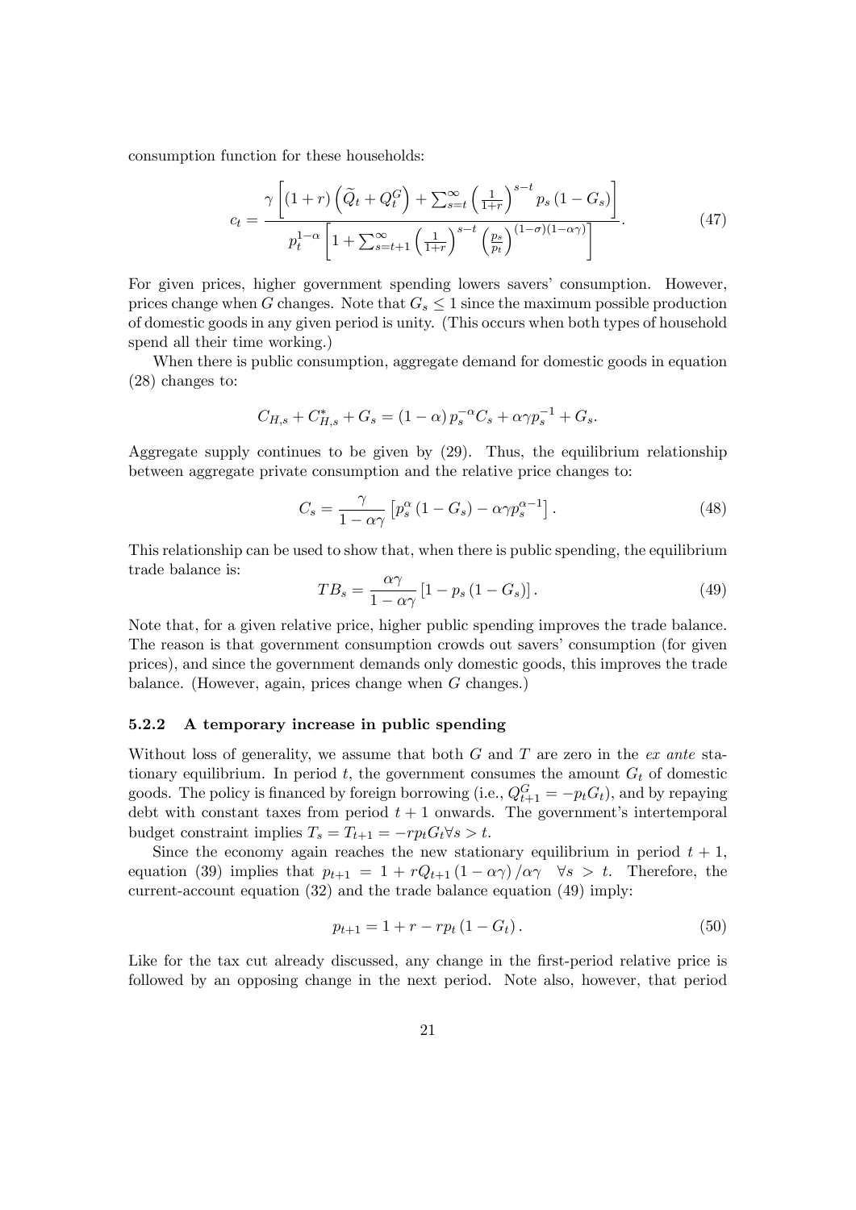consumption function for these households:

$$c_t = \frac{\gamma \left[ (1+r) \left( \widetilde{Q}_t + Q_t^G \right) + \sum_{s=t}^{\infty} \left( \frac{1}{1+r} \right)^{s-t} p_s (1 - G_s) \right]}{p_t^{1-\alpha} \left[ 1 + \sum_{s=t+1}^{\infty} \left( \frac{1}{1+r} \right)^{s-t} \left( \frac{p_s}{p_t} \right)^{(1-\sigma)(1-\alpha\gamma)} \right]}. \tag{47}$$

For given prices, higher government spending lowers savers' consumption. However, prices change when $G$ changes. Note that $G_s \leq 1$ since the maximum possible production of domestic goods in any given period is unity. (This occurs when both types of household spend all their time working.)

When there is public consumption, aggregate demand for domestic goods in equation (28) changes to:

$$C_{H,s} + C_{H,s}^* + G_s = (1-\alpha) p_s^{-\alpha} C_s + \alpha\gamma p_s^{-1} + G_s.$$

Aggregate supply continues to be given by (29). Thus, the equilibrium relationship between aggregate private consumption and the relative price changes to:

$$C_s = \frac{\gamma}{1-\alpha\gamma} \left[ p_s^{\alpha} (1 - G_s) - \alpha\gamma p_s^{\alpha-1} \right]. \tag{48}$$

This relationship can be used to show that, when there is public spending, the equilibrium trade balance is:

$$TB_s = \frac{\alpha\gamma}{1-\alpha\gamma} \left[ 1 - p_s (1 - G_s) \right]. \tag{49}$$

Note that, for a given relative price, higher public spending improves the trade balance. The reason is that government consumption crowds out savers' consumption (for given prices), and since the government demands only domestic goods, this improves the trade balance. (However, again, prices change when $G$ changes.)

### 5.2.2 A temporary increase in public spending

Without loss of generality, we assume that both $G$ and $T$ are zero in the *ex ante* stationary equilibrium. In period $t$, the government consumes the amount $G_t$ of domestic goods. The policy is financed by foreign borrowing (i.e., $Q_{t+1}^G = -p_t G_t$), and by repaying debt with constant taxes from period $t+1$ onwards. The government's intertemporal budget constraint implies $T_s = T_{t+1} = -r p_t G_t \forall s > t$.

Since the economy again reaches the new stationary equilibrium in period $t+1$, equation (39) implies that $p_{t+1} = 1 + r Q_{t+1} (1 - \alpha\gamma) / \alpha\gamma \quad \forall s > t$. Therefore, the current-account equation (32) and the trade balance equation (49) imply:

$$p_{t+1} = 1 + r - r p_t (1 - G_t). \tag{50}$$

Like for the tax cut already discussed, any change in the first-period relative price is followed by an opposing change in the next period. Note also, however, that period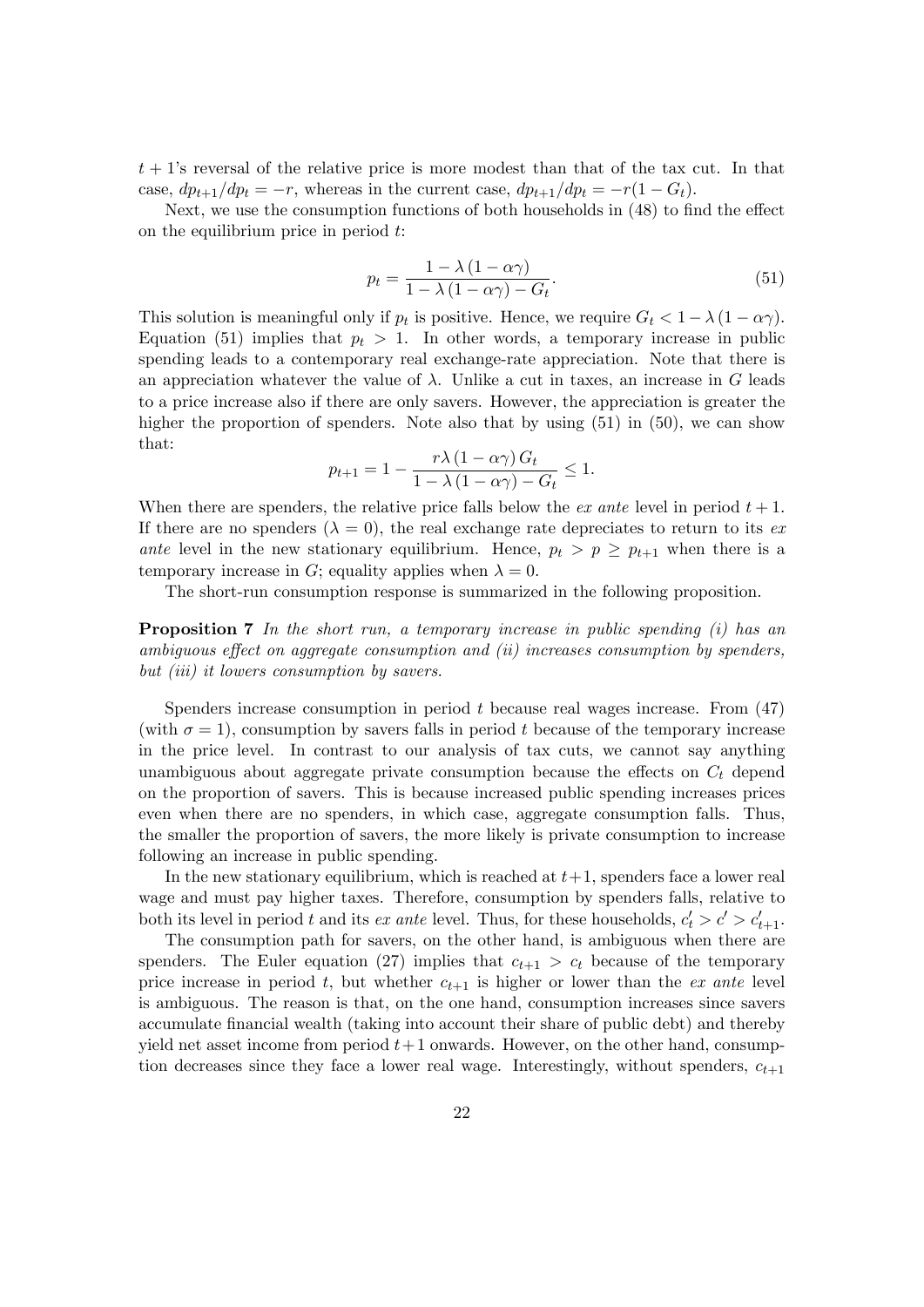$t+1$'s reversal of the relative price is more modest than that of the tax cut. In that case, $dp_{t+1}/dp_t = -r$, whereas in the current case, $dp_{t+1}/dp_t = -r(1-G_t)$.

Next, we use the consumption functions of both households in (48) to find the effect on the equilibrium price in period $t$:

$$p_t = \frac{1-\lambda(1-\alpha\gamma)}{1-\lambda(1-\alpha\gamma)-G_t}. \tag{51}$$

This solution is meaningful only if $p_t$ is positive. Hence, we require $G_t < 1-\lambda(1-\alpha\gamma)$. Equation (51) implies that $p_t > 1$. In other words, a temporary increase in public spending leads to a contemporary real exchange-rate appreciation. Note that there is an appreciation whatever the value of $\lambda$. Unlike a cut in taxes, an increase in $G$ leads to a price increase also if there are only savers. However, the appreciation is greater the higher the proportion of spenders. Note also that by using (51) in (50), we can show that:

$$p_{t+1} = 1 - \frac{r\lambda(1-\alpha\gamma)G_t}{1-\lambda(1-\alpha\gamma)-G_t} \leq 1.$$

When there are spenders, the relative price falls below the *ex ante* level in period $t+1$. If there are no spenders ($\lambda = 0$), the real exchange rate depreciates to return to its *ex ante* level in the new stationary equilibrium. Hence, $p_t > p \geq p_{t+1}$ when there is a temporary increase in $G$; equality applies when $\lambda = 0$.

The short-run consumption response is summarized in the following proposition.

**Proposition 7** *In the short run, a temporary increase in public spending (i) has an ambiguous effect on aggregate consumption and (ii) increases consumption by spenders, but (iii) it lowers consumption by savers.*

Spenders increase consumption in period $t$ because real wages increase. From (47) (with $\sigma = 1$), consumption by savers falls in period $t$ because of the temporary increase in the price level. In contrast to our analysis of tax cuts, we cannot say anything unambiguous about aggregate private consumption because the effects on $C_t$ depend on the proportion of savers. This is because increased public spending increases prices even when there are no spenders, in which case, aggregate consumption falls. Thus, the smaller the proportion of savers, the more likely is private consumption to increase following an increase in public spending.

In the new stationary equilibrium, which is reached at $t+1$, spenders face a lower real wage and must pay higher taxes. Therefore, consumption by spenders falls, relative to both its level in period $t$ and its *ex ante* level. Thus, for these households, $c'_t > c' > c'_{t+1}$.

The consumption path for savers, on the other hand, is ambiguous when there are spenders. The Euler equation (27) implies that $c_{t+1} > c_t$ because of the temporary price increase in period $t$, but whether $c_{t+1}$ is higher or lower than the *ex ante* level is ambiguous. The reason is that, on the one hand, consumption increases since savers accumulate financial wealth (taking into account their share of public debt) and thereby yield net asset income from period $t+1$ onwards. However, on the other hand, consumption decreases since they face a lower real wage. Interestingly, without spenders, $c_{t+1}$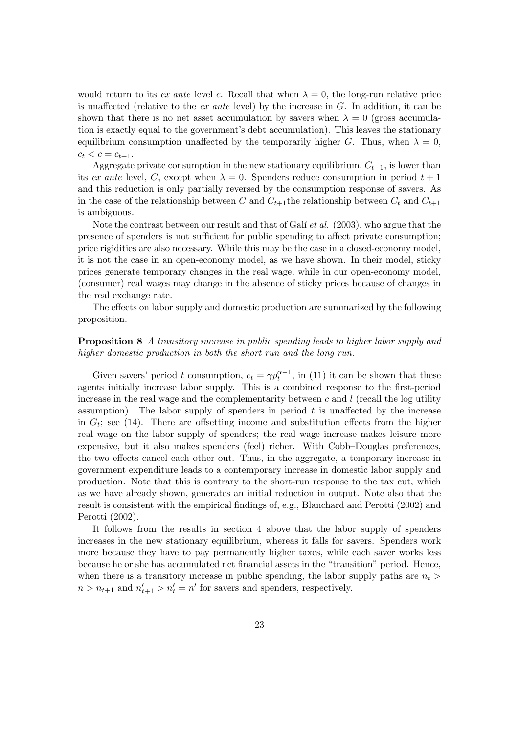would return to its *ex ante* level $c$. Recall that when $\lambda = 0$, the long-run relative price is unaffected (relative to the *ex ante* level) by the increase in $G$. In addition, it can be shown that there is no net asset accumulation by savers when $\lambda = 0$ (gross accumulation is exactly equal to the government's debt accumulation). This leaves the stationary equilibrium consumption unaffected by the temporarily higher $G$. Thus, when $\lambda = 0$, $c_t < c = c_{t+1}$.

Aggregate private consumption in the new stationary equilibrium, $C_{t+1}$, is lower than its *ex ante* level, $C$, except when $\lambda = 0$. Spenders reduce consumption in period $t + 1$ and this reduction is only partially reversed by the consumption response of savers. As in the case of the relationship between $C$ and $C_{t+1}$the relationship between $C_t$ and $C_{t+1}$ is ambiguous.

Note the contrast between our result and that of Galí *et al.* (2003), who argue that the presence of spenders is not sufficient for public spending to affect private consumption; price rigidities are also necessary. While this may be the case in a closed-economy model, it is not the case in an open-economy model, as we have shown. In their model, sticky prices generate temporary changes in the real wage, while in our open-economy model, (consumer) real wages may change in the absence of sticky prices because of changes in the real exchange rate.

The effects on labor supply and domestic production are summarized by the following proposition.

**Proposition 8** *A transitory increase in public spending leads to higher labor supply and higher domestic production in both the short run and the long run.*

Given savers' period $t$ consumption, $c_t = \gamma p_t^{\alpha-1}$, in (11) it can be shown that these agents initially increase labor supply. This is a combined response to the first-period increase in the real wage and the complementarity between $c$ and $l$ (recall the log utility assumption). The labor supply of spenders in period $t$ is unaffected by the increase in $G_t$; see (14). There are offsetting income and substitution effects from the higher real wage on the labor supply of spenders; the real wage increase makes leisure more expensive, but it also makes spenders (feel) richer. With Cobb–Douglas preferences, the two effects cancel each other out. Thus, in the aggregate, a temporary increase in government expenditure leads to a contemporary increase in domestic labor supply and production. Note that this is contrary to the short-run response to the tax cut, which as we have already shown, generates an initial reduction in output. Note also that the result is consistent with the empirical findings of, e.g., Blanchard and Perotti (2002) and Perotti (2002).

It follows from the results in section 4 above that the labor supply of spenders increases in the new stationary equilibrium, whereas it falls for savers. Spenders work more because they have to pay permanently higher taxes, while each saver works less because he or she has accumulated net financial assets in the "transition" period. Hence, when there is a transitory increase in public spending, the labor supply paths are $n_t > n > n_{t+1}$ and $n'_{t+1} > n'_t = n'$ for savers and spenders, respectively.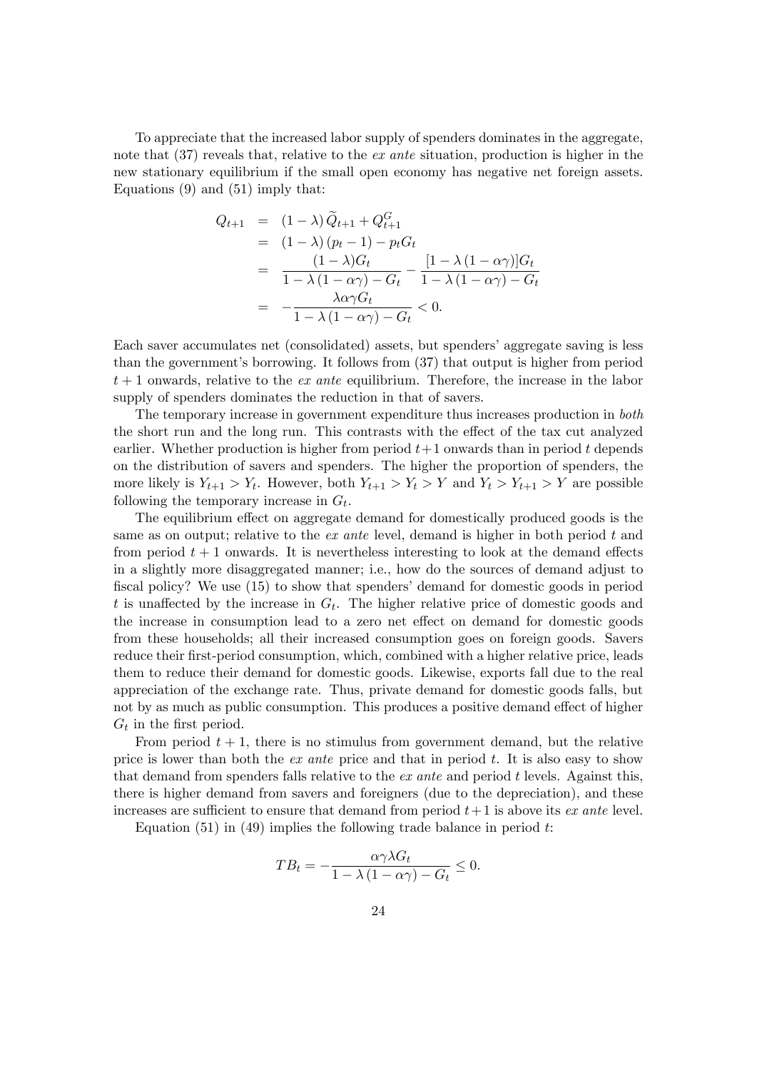To appreciate that the increased labor supply of spenders dominates in the aggregate, note that (37) reveals that, relative to the *ex ante* situation, production is higher in the new stationary equilibrium if the small open economy has negative net foreign assets. Equations (9) and (51) imply that:

$$
\begin{aligned}
Q_{t+1} &= (1-\lambda)\widetilde{Q}_{t+1} + Q_{t+1}^{G} \\
&= (1-\lambda)(p_t - 1) - p_t G_t \\
&= \frac{(1-\lambda)G_t}{1-\lambda(1-\alpha\gamma) - G_t} - \frac{[1-\lambda(1-\alpha\gamma)]G_t}{1-\lambda(1-\alpha\gamma) - G_t} \\
&= -\frac{\lambda\alpha\gamma G_t}{1-\lambda(1-\alpha\gamma) - G_t} < 0.
\end{aligned}
$$

Each saver accumulates net (consolidated) assets, but spenders' aggregate saving is less than the government's borrowing. It follows from (37) that output is higher from period $t+1$ onwards, relative to the *ex ante* equilibrium. Therefore, the increase in the labor supply of spenders dominates the reduction in that of savers.

The temporary increase in government expenditure thus increases production in *both* the short run and the long run. This contrasts with the effect of the tax cut analyzed earlier. Whether production is higher from period $t+1$ onwards than in period $t$ depends on the distribution of savers and spenders. The higher the proportion of spenders, the more likely is $Y_{t+1} > Y_t$. However, both $Y_{t+1} > Y_t > Y$ and $Y_t > Y_{t+1} > Y$ are possible following the temporary increase in $G_t$.

The equilibrium effect on aggregate demand for domestically produced goods is the same as on output; relative to the *ex ante* level, demand is higher in both period $t$ and from period $t+1$ onwards. It is nevertheless interesting to look at the demand effects in a slightly more disaggregated manner; i.e., how do the sources of demand adjust to fiscal policy? We use (15) to show that spenders' demand for domestic goods in period $t$ is unaffected by the increase in $G_t$. The higher relative price of domestic goods and the increase in consumption lead to a zero net effect on demand for domestic goods from these households; all their increased consumption goes on foreign goods. Savers reduce their first-period consumption, which, combined with a higher relative price, leads them to reduce their demand for domestic goods. Likewise, exports fall due to the real appreciation of the exchange rate. Thus, private demand for domestic goods falls, but not by as much as public consumption. This produces a positive demand effect of higher $G_t$ in the first period.

From period $t+1$, there is no stimulus from government demand, but the relative price is lower than both the *ex ante* price and that in period $t$. It is also easy to show that demand from spenders falls relative to the *ex ante* and period $t$ levels. Against this, there is higher demand from savers and foreigners (due to the depreciation), and these increases are sufficient to ensure that demand from period $t+1$ is above its *ex ante* level.

Equation (51) in (49) implies the following trade balance in period $t$:

$$
TB_t = -\frac{\alpha\gamma\lambda G_t}{1-\lambda(1-\alpha\gamma) - G_t} \leq 0.
$$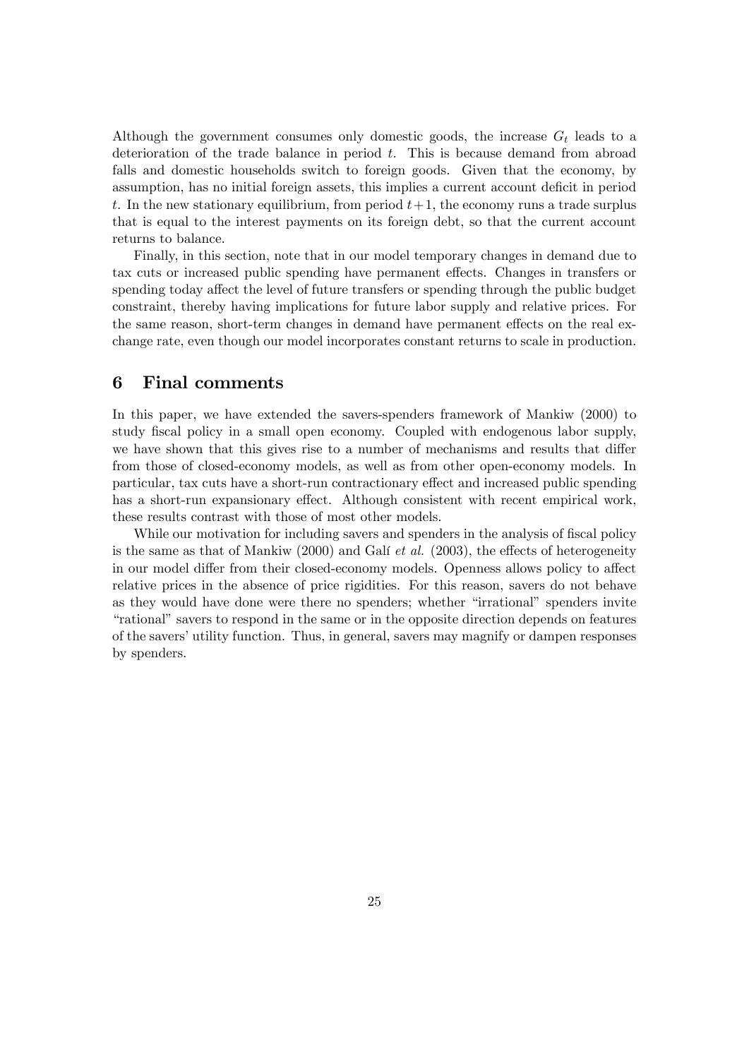Although the government consumes only domestic goods, the increase $G_t$ leads to a deterioration of the trade balance in period $t$. This is because demand from abroad falls and domestic households switch to foreign goods. Given that the economy, by assumption, has no initial foreign assets, this implies a current account deficit in period $t$. In the new stationary equilibrium, from period $t+1$, the economy runs a trade surplus that is equal to the interest payments on its foreign debt, so that the current account returns to balance.

Finally, in this section, note that in our model temporary changes in demand due to tax cuts or increased public spending have permanent effects. Changes in transfers or spending today affect the level of future transfers or spending through the public budget constraint, thereby having implications for future labor supply and relative prices. For the same reason, short-term changes in demand have permanent effects on the real exchange rate, even though our model incorporates constant returns to scale in production.

## 6 Final comments

In this paper, we have extended the savers-spenders framework of Mankiw (2000) to study fiscal policy in a small open economy. Coupled with endogenous labor supply, we have shown that this gives rise to a number of mechanisms and results that differ from those of closed-economy models, as well as from other open-economy models. In particular, tax cuts have a short-run contractionary effect and increased public spending has a short-run expansionary effect. Although consistent with recent empirical work, these results contrast with those of most other models.

While our motivation for including savers and spenders in the analysis of fiscal policy is the same as that of Mankiw (2000) and Galí *et al.* (2003), the effects of heterogeneity in our model differ from their closed-economy models. Openness allows policy to affect relative prices in the absence of price rigidities. For this reason, savers do not behave as they would have done were there no spenders; whether "irrational" spenders invite "rational" savers to respond in the same or in the opposite direction depends on features of the savers' utility function. Thus, in general, savers may magnify or dampen responses by spenders.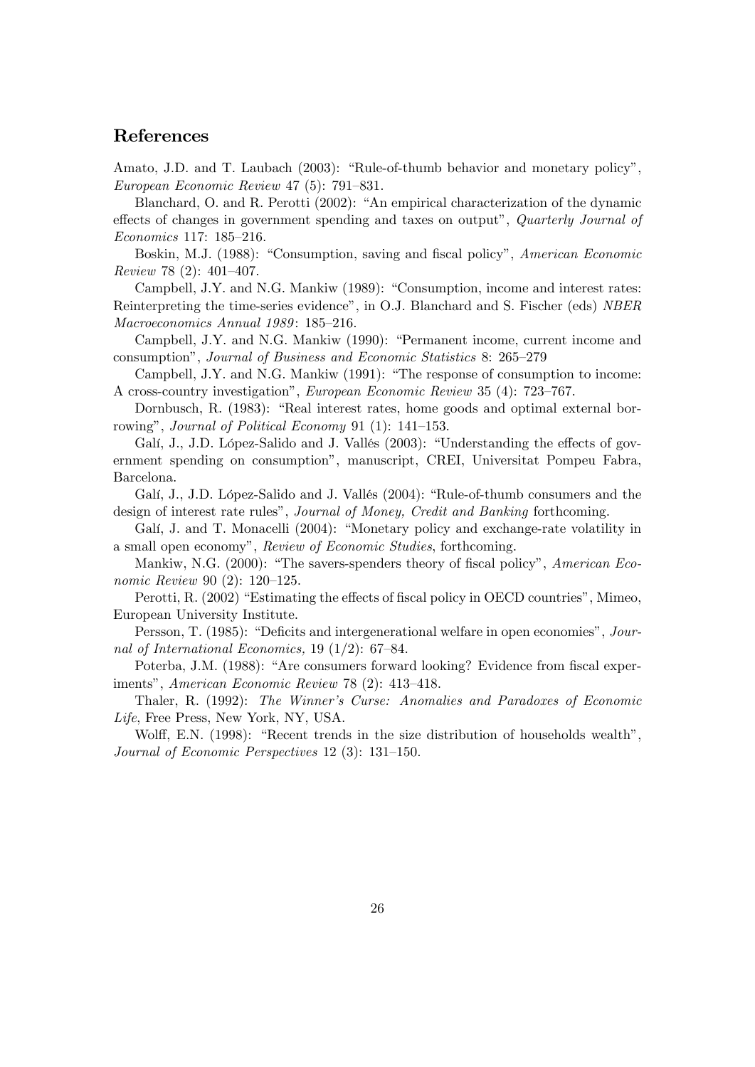## References

Amato, J.D. and T. Laubach (2003): "Rule-of-thumb behavior and monetary policy", *European Economic Review* 47 (5): 791–831.

Blanchard, O. and R. Perotti (2002): "An empirical characterization of the dynamic effects of changes in government spending and taxes on output", *Quarterly Journal of Economics* 117: 185–216.

Boskin, M.J. (1988): "Consumption, saving and fiscal policy", *American Economic Review* 78 (2): 401–407.

Campbell, J.Y. and N.G. Mankiw (1989): "Consumption, income and interest rates: Reinterpreting the time-series evidence", in O.J. Blanchard and S. Fischer (eds) *NBER Macroeconomics Annual 1989*: 185–216.

Campbell, J.Y. and N.G. Mankiw (1990): "Permanent income, current income and consumption", *Journal of Business and Economic Statistics* 8: 265–279

Campbell, J.Y. and N.G. Mankiw (1991): "The response of consumption to income: A cross-country investigation", *European Economic Review* 35 (4): 723–767.

Dornbusch, R. (1983): "Real interest rates, home goods and optimal external borrowing", *Journal of Political Economy* 91 (1): 141–153.

Galí, J., J.D. López-Salido and J. Vallés (2003): "Understanding the effects of government spending on consumption", manuscript, CREI, Universitat Pompeu Fabra, Barcelona.

Galí, J., J.D. López-Salido and J. Vallés (2004): "Rule-of-thumb consumers and the design of interest rate rules", *Journal of Money, Credit and Banking* forthcoming.

Galí, J. and T. Monacelli (2004): "Monetary policy and exchange-rate volatility in a small open economy", *Review of Economic Studies*, forthcoming.

Mankiw, N.G. (2000): "The savers-spenders theory of fiscal policy", *American Economic Review* 90 (2): 120–125.

Perotti, R. (2002) "Estimating the effects of fiscal policy in OECD countries", Mimeo, European University Institute.

Persson, T. (1985): "Deficits and intergenerational welfare in open economies", *Journal of International Economics,* 19 (1/2): 67–84.

Poterba, J.M. (1988): "Are consumers forward looking? Evidence from fiscal experiments", *American Economic Review* 78 (2): 413–418.

Thaler, R. (1992): *The Winner's Curse: Anomalies and Paradoxes of Economic Life*, Free Press, New York, NY, USA.

Wolff, E.N. (1998): "Recent trends in the size distribution of households wealth", *Journal of Economic Perspectives* 12 (3): 131–150.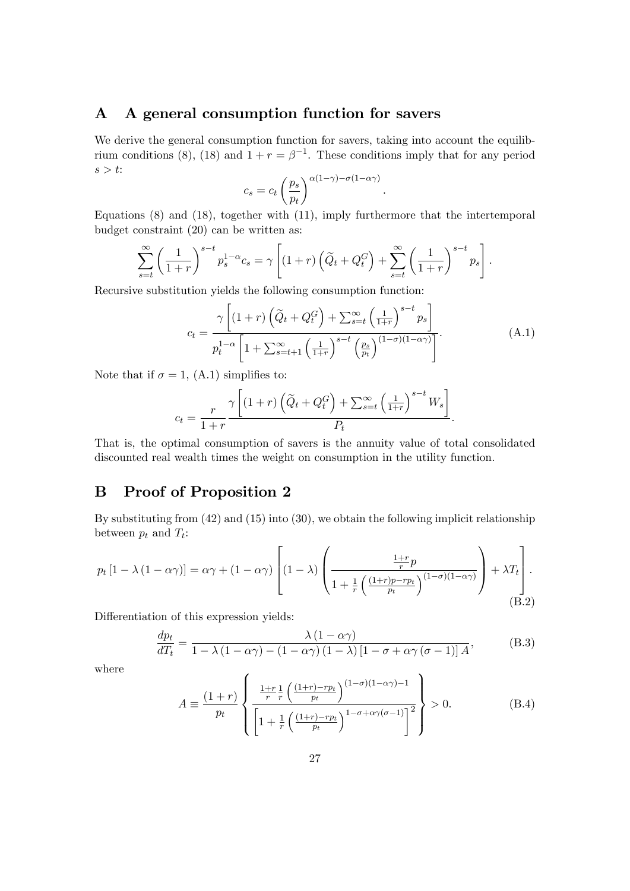# A A general consumption function for savers

We derive the general consumption function for savers, taking into account the equilibrium conditions (8), (18) and $1+r=\beta^{-1}$. These conditions imply that for any period $s>t$:

$$c_s = c_t \left(\frac{p_s}{p_t}\right)^{\alpha(1-\gamma)-\sigma(1-\alpha\gamma)}.$$

Equations (8) and (18), together with (11), imply furthermore that the intertemporal budget constraint (20) can be written as:

$$\sum_{s=t}^{\infty}\left(\frac{1}{1+r}\right)^{s-t} p_s^{1-\alpha} c_s = \gamma\left[(1+r)\left(\widetilde{Q}_t + Q_t^G\right) + \sum_{s=t}^{\infty}\left(\frac{1}{1+r}\right)^{s-t} p_s\right].$$

Recursive substitution yields the following consumption function:

$$c_t = \frac{\gamma\left[(1+r)\left(\widetilde{Q}_t + Q_t^G\right) + \sum_{s=t}^{\infty}\left(\frac{1}{1+r}\right)^{s-t} p_s\right]}{p_t^{1-\alpha}\left[1+\sum_{s=t+1}^{\infty}\left(\frac{1}{1+r}\right)^{s-t}\left(\frac{p_s}{p_t}\right)^{(1-\sigma)(1-\alpha\gamma)}\right]}. \tag{A.1}$$

Note that if $\sigma=1$, (A.1) simplifies to:

$$c_t = \frac{r}{1+r}\frac{\gamma\left[(1+r)\left(\widetilde{Q}_t + Q_t^G\right) + \sum_{s=t}^{\infty}\left(\frac{1}{1+r}\right)^{s-t} W_s\right]}{P_t}.$$

That is, the optimal consumption of savers is the annuity value of total consolidated discounted real wealth times the weight on consumption in the utility function.

# B Proof of Proposition 2

By substituting from (42) and (15) into (30), we obtain the following implicit relationship between $p_t$ and $T_t$:

$$p_t\left[1-\lambda(1-\alpha\gamma)\right] = \alpha\gamma + (1-\alpha\gamma)\left[(1-\lambda)\left(\frac{\frac{1+r}{r}p}{1+\frac{1}{r}\left(\frac{(1+r)p-rp_t}{p_t}\right)^{(1-\sigma)(1-\alpha\gamma)}}\right) + \lambda T_t\right]. \tag{B.2}$$

Differentiation of this expression yields:

$$\frac{dp_t}{dT_t} = \frac{\lambda(1-\alpha\gamma)}{1-\lambda(1-\alpha\gamma)-(1-\alpha\gamma)(1-\lambda)\left[1-\sigma+\alpha\gamma(\sigma-1)\right]A}, \tag{B.3}$$

where

$$A \equiv \frac{(1+r)}{p_t}\left\{\frac{\frac{1+r}{r}\frac{1}{r}\left(\frac{(1+r)-rp_t}{p_t}\right)^{(1-\sigma)(1-\alpha\gamma)-1}}{\left[1+\frac{1}{r}\left(\frac{(1+r)-rp_t}{p_t}\right)^{1-\sigma+\alpha\gamma(\sigma-1)}\right]^2}\right\} > 0. \tag{B.4}$$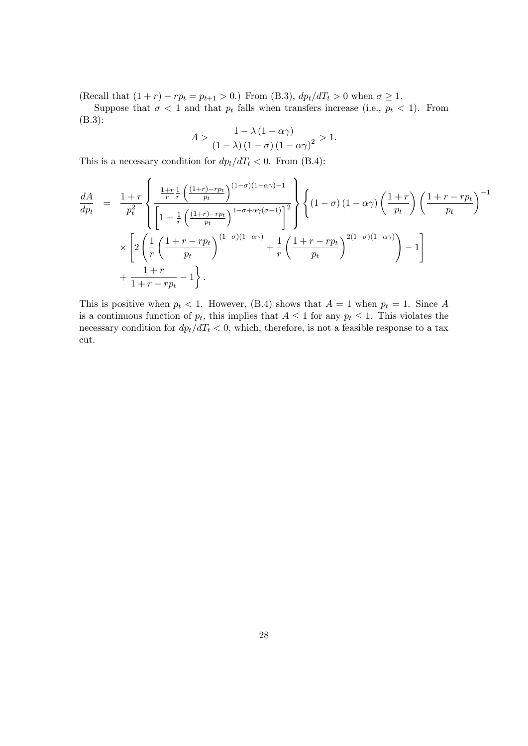(Recall that $(1+r) - rp_t = p_{t+1} > 0$.) From (B.3), $dp_t/dT_t > 0$ when $\sigma \geq 1$.

Suppose that $\sigma < 1$ and that $p_t$ falls when transfers increase (i.e., $p_t < 1$). From (B.3):

$$A > \frac{1 - \lambda(1-\alpha\gamma)}{(1-\lambda)(1-\sigma)(1-\alpha\gamma)^2} > 1.$$

This is a necessary condition for $dp_t/dT_t < 0$. From (B.4):

$$\begin{aligned}
\frac{dA}{dp_t} &= \frac{1+r}{p_t^2}\left\{\frac{\frac{1+r}{r}\frac{1}{r}\left(\frac{(1+r)-rp_t}{p_t}\right)^{(1-\sigma)(1-\alpha\gamma)-1}}{\left[1+\frac{1}{r}\left(\frac{(1+r)-rp_t}{p_t}\right)^{1-\sigma+\alpha\gamma(\sigma-1)}\right]^2}\right\}\left\{(1-\sigma)(1-\alpha\gamma)\left(\frac{1+r}{p_t}\right)\left(\frac{1+r-rp_t}{p_t}\right)^{-1}\right. \\
&\quad \times\left[2\left(\frac{1}{r}\left(\frac{1+r-rp_t}{p_t}\right)^{(1-\sigma)(1-\alpha\gamma)}+\frac{1}{r}\left(\frac{1+r-rp_t}{p_t}\right)^{2(1-\sigma)(1-\alpha\gamma)}\right)-1\right] \\
&\quad \left. + \frac{1+r}{1+r-rp_t} - 1\right\}.
\end{aligned}$$

This is positive when $p_t < 1$. However, (B.4) shows that $A = 1$ when $p_t = 1$. Since $A$ is a continuous function of $p_t$, this implies that $A \leq 1$ for any $p_t \leq 1$. This violates the necessary condition for $dp_t/dT_t < 0$, which, therefore, is not a feasible response to a tax cut.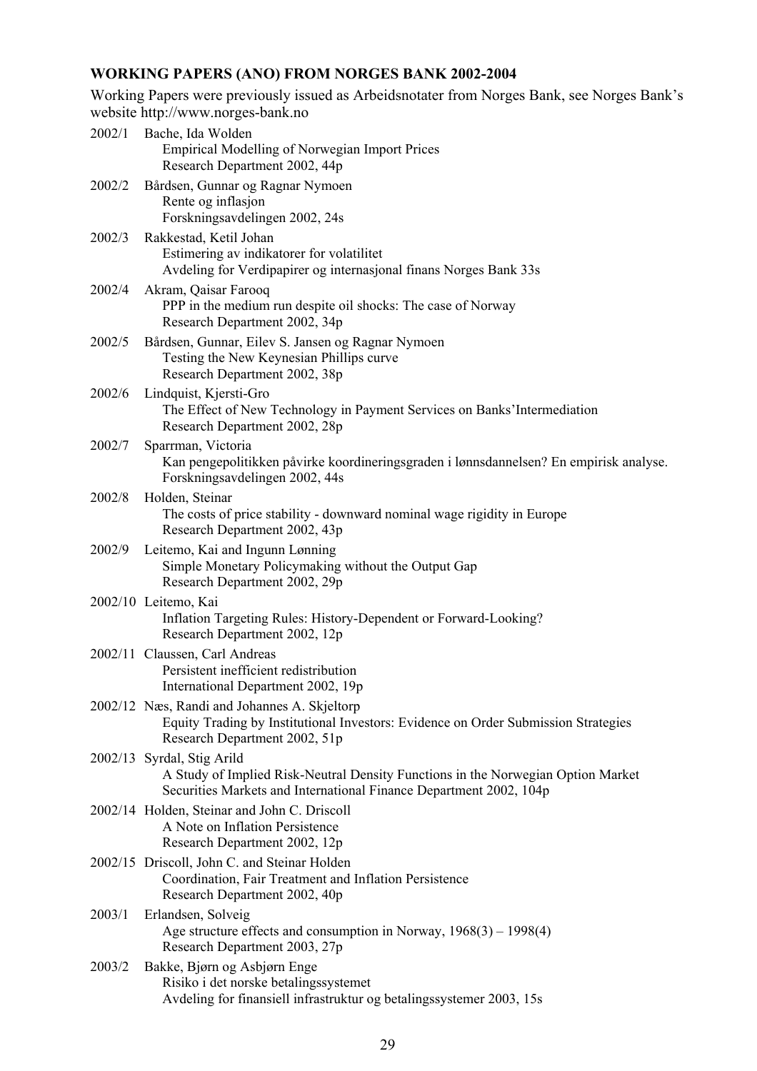**WORKING PAPERS (ANO) FROM NORGES BANK 2002-2004**

Working Papers were previously issued as Arbeidsnotater from Norges Bank, see Norges Bank's website http://www.norges-bank.no

2002/1 Bache, Ida Wolden
Empirical Modelling of Norwegian Import Prices
Research Department 2002, 44p

2002/2 Bårdsen, Gunnar og Ragnar Nymoen
Rente og inflasjon
Forskningsavdelingen 2002, 24s

2002/3 Rakkestad, Ketil Johan
Estimering av indikatorer for volatilitet
Avdeling for Verdipapirer og internasjonal finans Norges Bank 33s

2002/4 Akram, Qaisar Farooq
PPP in the medium run despite oil shocks: The case of Norway
Research Department 2002, 34p

2002/5 Bårdsen, Gunnar, Eilev S. Jansen og Ragnar Nymoen
Testing the New Keynesian Phillips curve
Research Department 2002, 38p

2002/6 Lindquist, Kjersti-Gro
The Effect of New Technology in Payment Services on Banks' Intermediation
Research Department 2002, 28p

2002/7 Sparrman, Victoria
Kan pengepolitikken påvirke koordineringsgraden i lønnsdannelsen? En empirisk analyse.
Forskningsavdelingen 2002, 44s

2002/8 Holden, Steinar
The costs of price stability - downward nominal wage rigidity in Europe
Research Department 2002, 43p

2002/9 Leitemo, Kai and Ingunn Lønning
Simple Monetary Policymaking without the Output Gap
Research Department 2002, 29p

2002/10 Leitemo, Kai
Inflation Targeting Rules: History-Dependent or Forward-Looking?
Research Department 2002, 12p

2002/11 Claussen, Carl Andreas
Persistent inefficient redistribution
International Department 2002, 19p

2002/12 Næs, Randi and Johannes A. Skjeltorp
Equity Trading by Institutional Investors: Evidence on Order Submission Strategies
Research Department 2002, 51p

2002/13 Syrdal, Stig Arild
A Study of Implied Risk-Neutral Density Functions in the Norwegian Option Market
Securities Markets and International Finance Department 2002, 104p

2002/14 Holden, Steinar and John C. Driscoll
A Note on Inflation Persistence
Research Department 2002, 12p

2002/15 Driscoll, John C. and Steinar Holden
Coordination, Fair Treatment and Inflation Persistence
Research Department 2002, 40p

2003/1 Erlandsen, Solveig
Age structure effects and consumption in Norway, 1968(3) – 1998(4)
Research Department 2003, 27p

2003/2 Bakke, Bjørn og Asbjørn Enge
Risiko i det norske betalingssystemet
Avdeling for finansiell infrastruktur og betalingssystemer 2003, 15s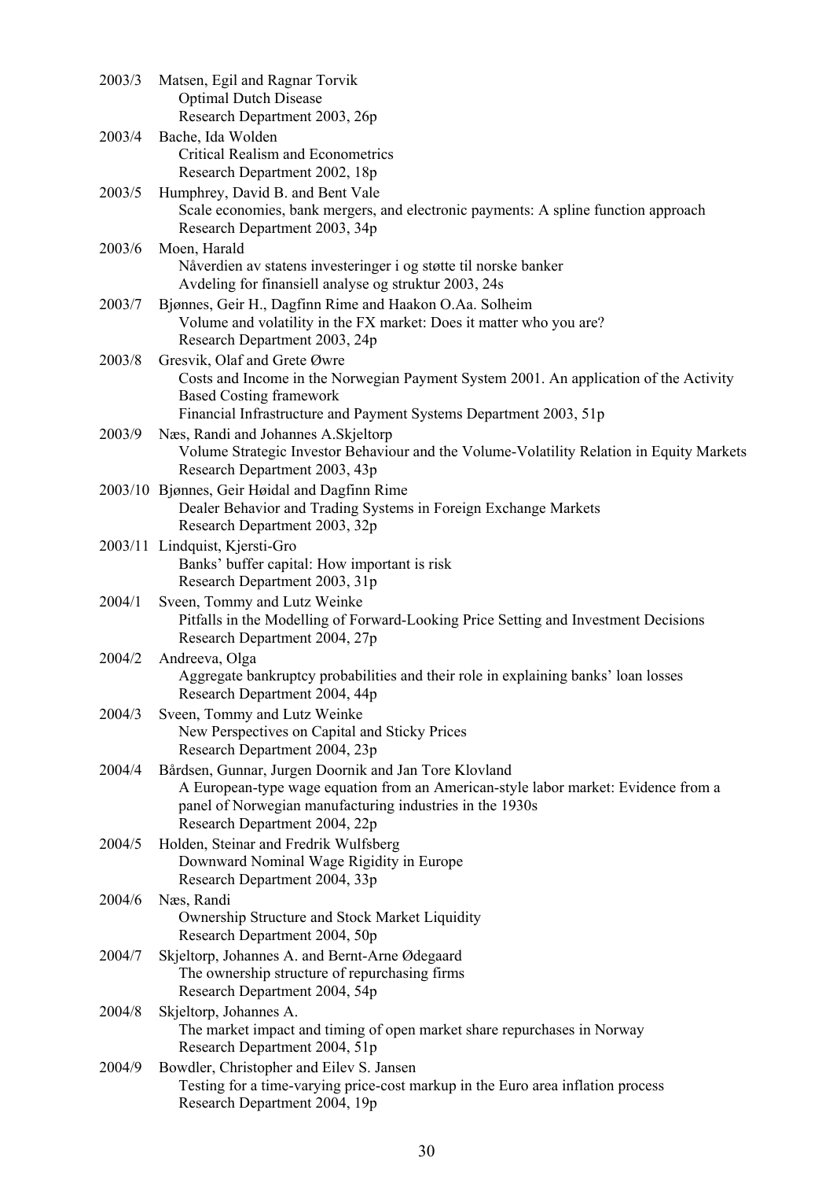2003/3 Matsen, Egil and Ragnar Torvik
Optimal Dutch Disease
Research Department 2003, 26p

2003/4 Bache, Ida Wolden
Critical Realism and Econometrics
Research Department 2002, 18p

2003/5 Humphrey, David B. and Bent Vale
Scale economies, bank mergers, and electronic payments: A spline function approach
Research Department 2003, 34p

2003/6 Moen, Harald
Nåverdien av statens investeringer i og støtte til norske banker
Avdeling for finansiell analyse og struktur 2003, 24s

2003/7 Bjønnes, Geir H., Dagfinn Rime and Haakon O.Aa. Solheim
Volume and volatility in the FX market: Does it matter who you are?
Research Department 2003, 24p

2003/8 Gresvik, Olaf and Grete Øwre
Costs and Income in the Norwegian Payment System 2001. An application of the Activity Based Costing framework
Financial Infrastructure and Payment Systems Department 2003, 51p

2003/9 Næs, Randi and Johannes A.Skjeltorp
Volume Strategic Investor Behaviour and the Volume-Volatility Relation in Equity Markets
Research Department 2003, 43p

2003/10 Bjønnes, Geir Høidal and Dagfinn Rime
Dealer Behavior and Trading Systems in Foreign Exchange Markets
Research Department 2003, 32p

2003/11 Lindquist, Kjersti-Gro
Banks' buffer capital: How important is risk
Research Department 2003, 31p

2004/1 Sveen, Tommy and Lutz Weinke
Pitfalls in the Modelling of Forward-Looking Price Setting and Investment Decisions
Research Department 2004, 27p

2004/2 Andreeva, Olga
Aggregate bankruptcy probabilities and their role in explaining banks' loan losses
Research Department 2004, 44p

2004/3 Sveen, Tommy and Lutz Weinke
New Perspectives on Capital and Sticky Prices
Research Department 2004, 23p

2004/4 Bårdsen, Gunnar, Jurgen Doornik and Jan Tore Klovland
A European-type wage equation from an American-style labor market: Evidence from a panel of Norwegian manufacturing industries in the 1930s
Research Department 2004, 22p

2004/5 Holden, Steinar and Fredrik Wulfsberg
Downward Nominal Wage Rigidity in Europe
Research Department 2004, 33p

2004/6 Næs, Randi
Ownership Structure and Stock Market Liquidity
Research Department 2004, 50p

2004/7 Skjeltorp, Johannes A. and Bernt-Arne Ødegaard
The ownership structure of repurchasing firms
Research Department 2004, 54p

2004/8 Skjeltorp, Johannes A.
The market impact and timing of open market share repurchases in Norway
Research Department 2004, 51p

2004/9 Bowdler, Christopher and Eilev S. Jansen
Testing for a time-varying price-cost markup in the Euro area inflation process
Research Department 2004, 19p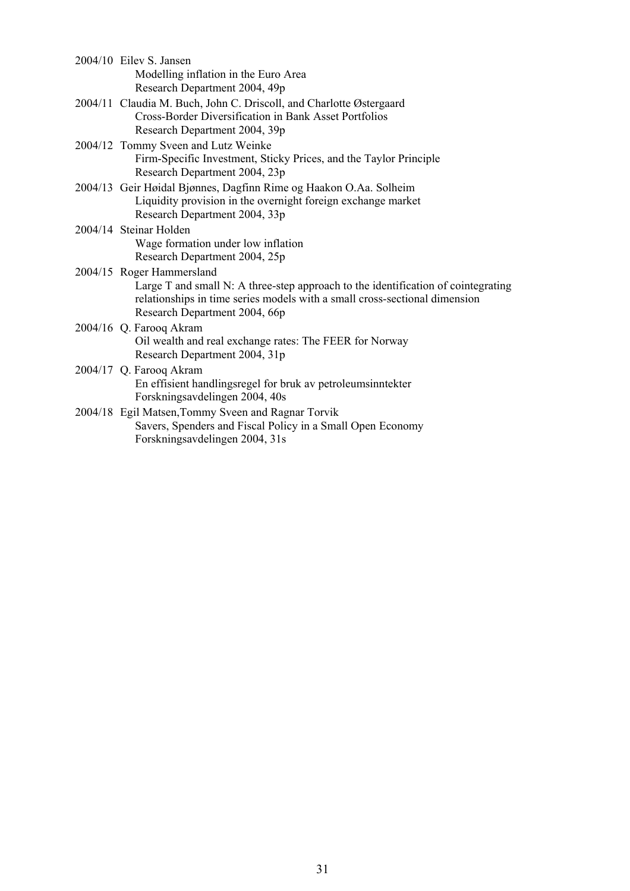2004/10 Eilev S. Jansen
Modelling inflation in the Euro Area
Research Department 2004, 49p

2004/11 Claudia M. Buch, John C. Driscoll, and Charlotte Østergaard
Cross-Border Diversification in Bank Asset Portfolios
Research Department 2004, 39p

2004/12 Tommy Sveen and Lutz Weinke
Firm-Specific Investment, Sticky Prices, and the Taylor Principle
Research Department 2004, 23p

2004/13 Geir Høidal Bjønnes, Dagfinn Rime og Haakon O.Aa. Solheim
Liquidity provision in the overnight foreign exchange market
Research Department 2004, 33p

2004/14 Steinar Holden
Wage formation under low inflation
Research Department 2004, 25p

2004/15 Roger Hammersland
Large T and small N: A three-step approach to the identification of cointegrating relationships in time series models with a small cross-sectional dimension
Research Department 2004, 66p

2004/16 Q. Farooq Akram
Oil wealth and real exchange rates: The FEER for Norway
Research Department 2004, 31p

2004/17 Q. Farooq Akram
En effisient handlingsregel for bruk av petroleumsinntekter
Forskningsavdelingen 2004, 40s

2004/18 Egil Matsen,Tommy Sveen and Ragnar Torvik
Savers, Spenders and Fiscal Policy in a Small Open Economy
Forskningsavdelingen 2004, 31s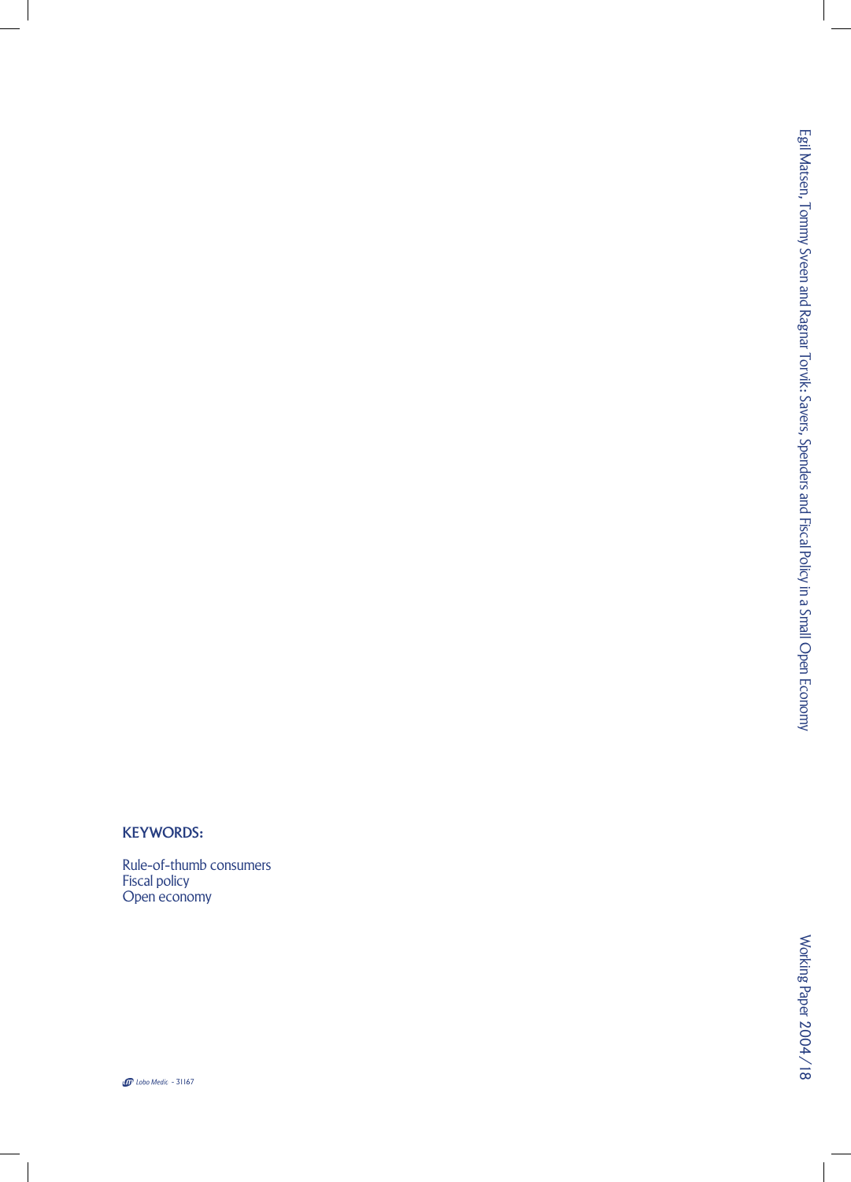Egil Matsen, Tommy Sveen and Ragnar Torvik: Savers, Spenders and Fiscal Policy in a Small Open Economy

Working Paper 2004/18

**KEYWORDS:**

Rule-of-thumb consumers
Fiscal policy
Open economy

Lobo Media - 31167